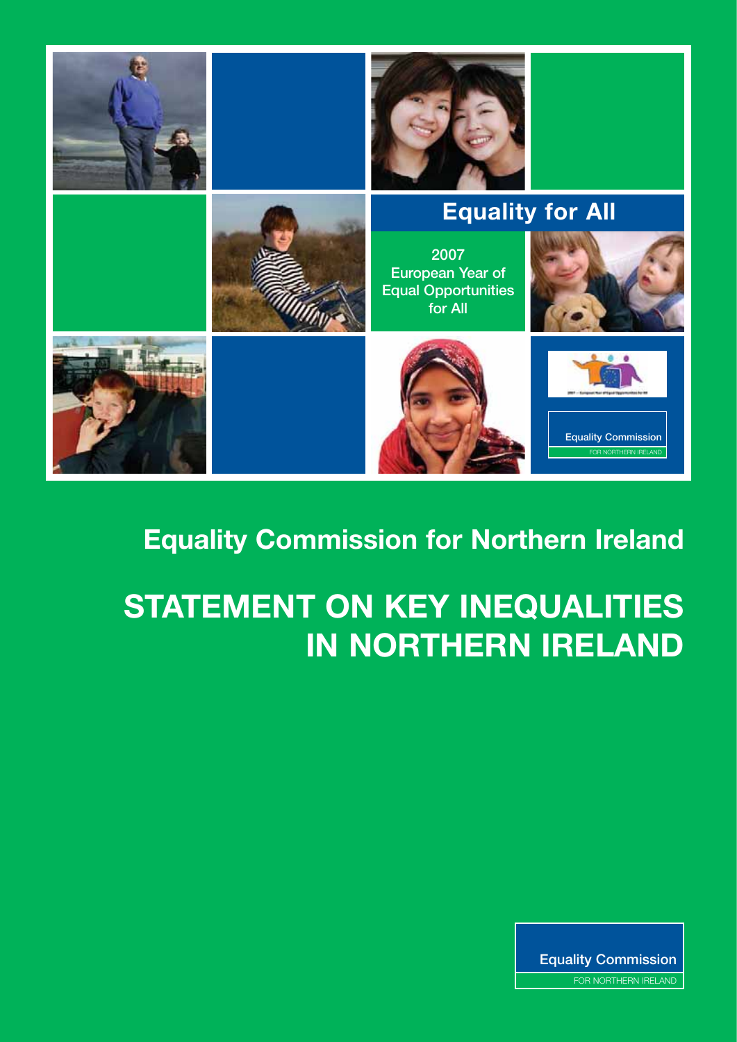Equality for All

2007
European Year of
Equal Opportunities
for All

Equality Commission
FOR NORTHERN IRELAND

## Equality Commission for Northern Ireland

# STATEMENT ON KEY INEQUALITIES IN NORTHERN IRELAND

Equality Commission
FOR NORTHERN IRELAND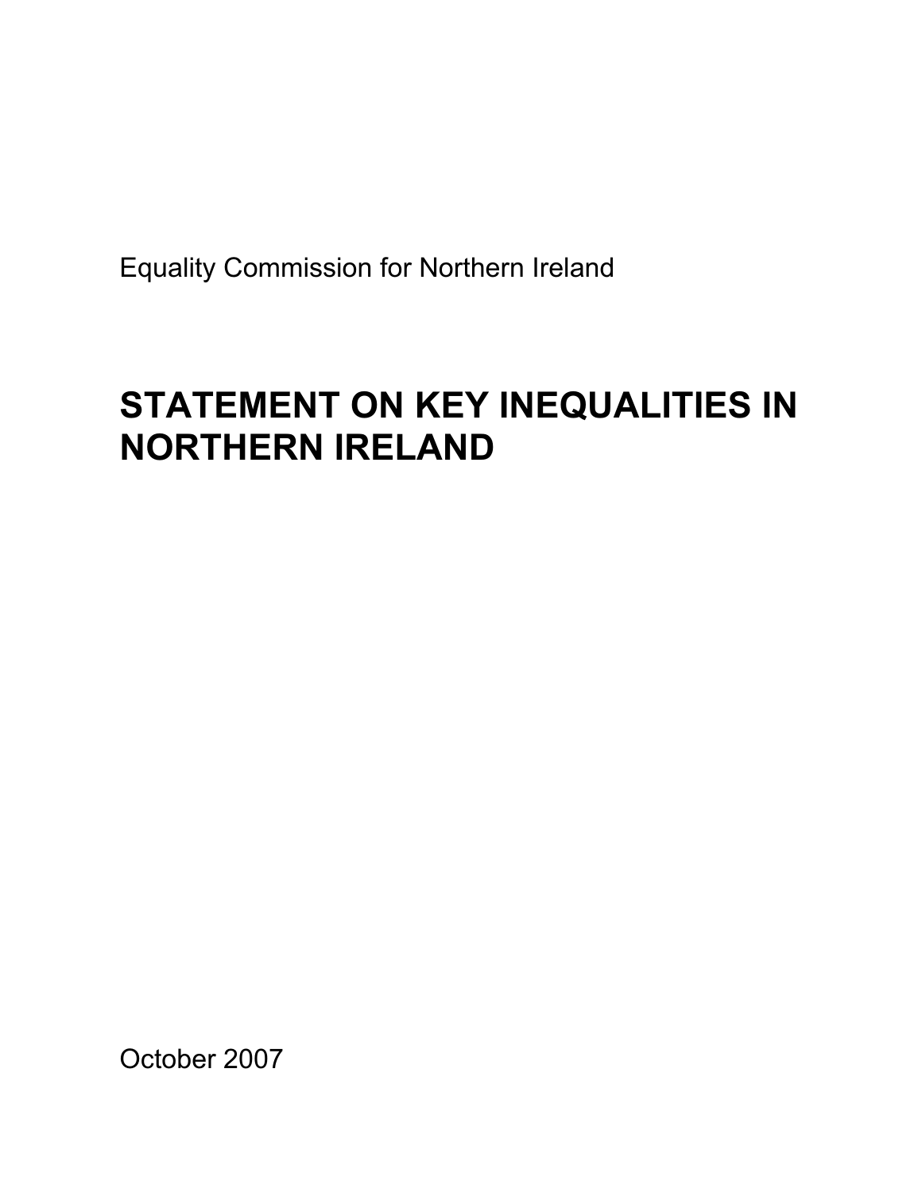Equality Commission for Northern Ireland

# STATEMENT ON KEY INEQUALITIES IN NORTHERN IRELAND

October 2007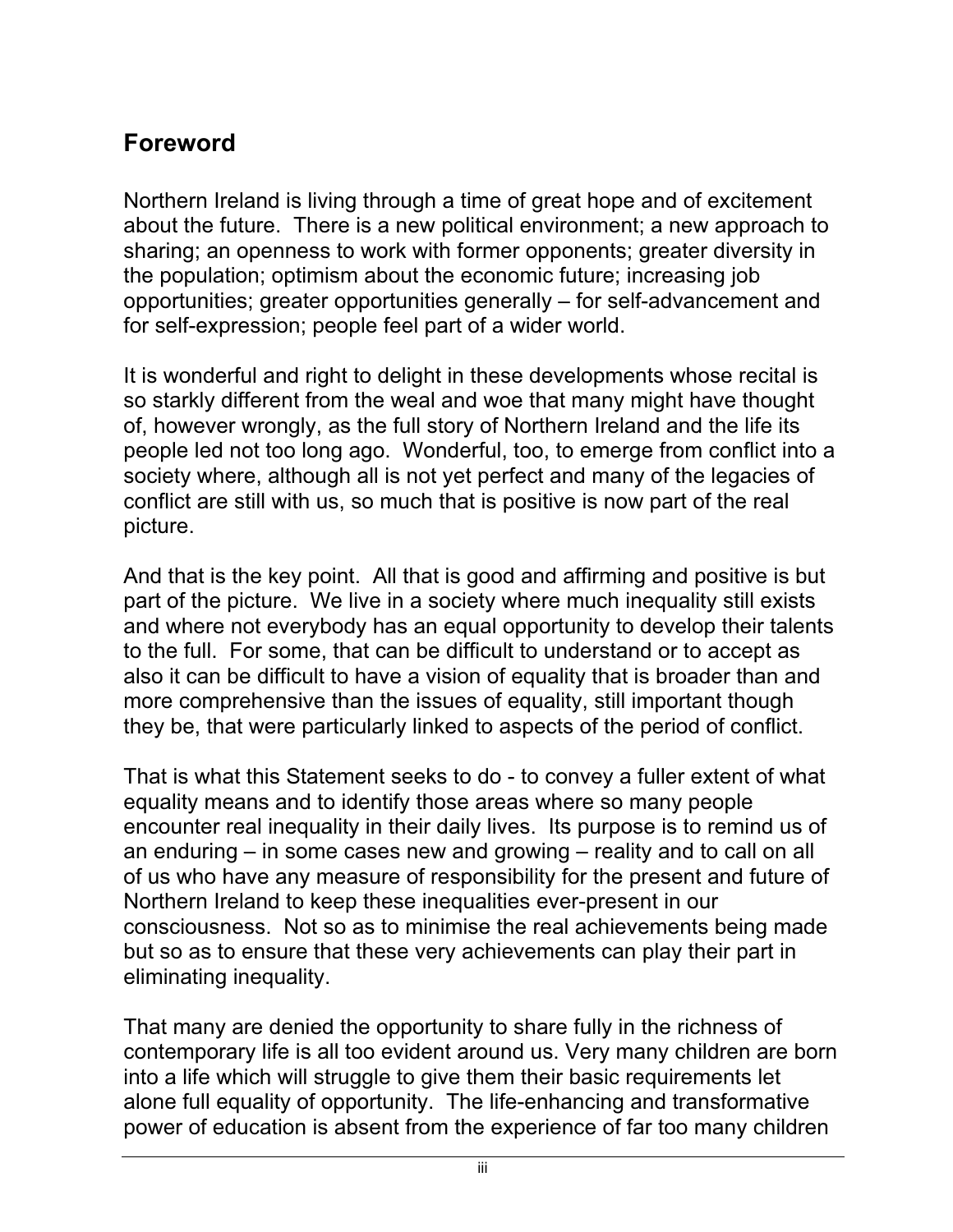## Foreword

Northern Ireland is living through a time of great hope and of excitement about the future. There is a new political environment; a new approach to sharing; an openness to work with former opponents; greater diversity in the population; optimism about the economic future; increasing job opportunities; greater opportunities generally – for self-advancement and for self-expression; people feel part of a wider world.

It is wonderful and right to delight in these developments whose recital is so starkly different from the weal and woe that many might have thought of, however wrongly, as the full story of Northern Ireland and the life its people led not too long ago. Wonderful, too, to emerge from conflict into a society where, although all is not yet perfect and many of the legacies of conflict are still with us, so much that is positive is now part of the real picture.

And that is the key point. All that is good and affirming and positive is but part of the picture. We live in a society where much inequality still exists and where not everybody has an equal opportunity to develop their talents to the full. For some, that can be difficult to understand or to accept as also it can be difficult to have a vision of equality that is broader than and more comprehensive than the issues of equality, still important though they be, that were particularly linked to aspects of the period of conflict.

That is what this Statement seeks to do - to convey a fuller extent of what equality means and to identify those areas where so many people encounter real inequality in their daily lives. Its purpose is to remind us of an enduring – in some cases new and growing – reality and to call on all of us who have any measure of responsibility for the present and future of Northern Ireland to keep these inequalities ever-present in our consciousness. Not so as to minimise the real achievements being made but so as to ensure that these very achievements can play their part in eliminating inequality.

That many are denied the opportunity to share fully in the richness of contemporary life is all too evident around us. Very many children are born into a life which will struggle to give them their basic requirements let alone full equality of opportunity. The life-enhancing and transformative power of education is absent from the experience of far too many children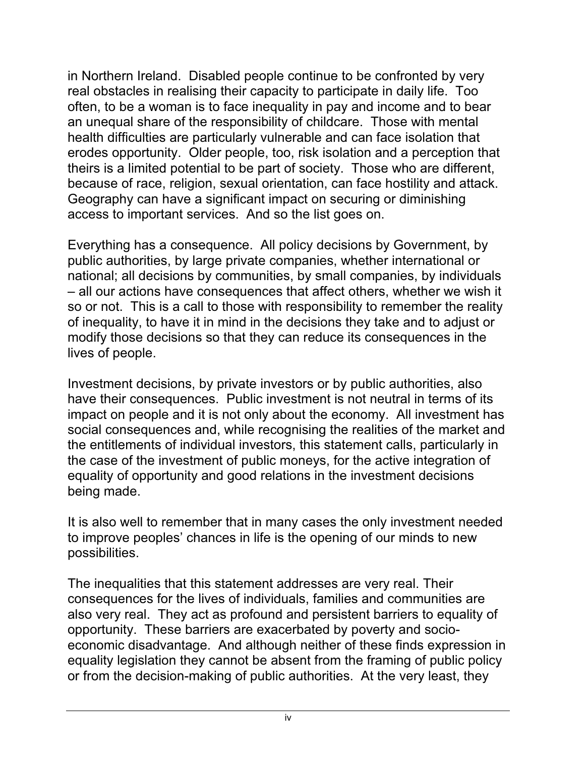in Northern Ireland. Disabled people continue to be confronted by very real obstacles in realising their capacity to participate in daily life. Too often, to be a woman is to face inequality in pay and income and to bear an unequal share of the responsibility of childcare. Those with mental health difficulties are particularly vulnerable and can face isolation that erodes opportunity. Older people, too, risk isolation and a perception that theirs is a limited potential to be part of society. Those who are different, because of race, religion, sexual orientation, can face hostility and attack. Geography can have a significant impact on securing or diminishing access to important services. And so the list goes on.

Everything has a consequence. All policy decisions by Government, by public authorities, by large private companies, whether international or national; all decisions by communities, by small companies, by individuals – all our actions have consequences that affect others, whether we wish it so or not. This is a call to those with responsibility to remember the reality of inequality, to have it in mind in the decisions they take and to adjust or modify those decisions so that they can reduce its consequences in the lives of people.

Investment decisions, by private investors or by public authorities, also have their consequences. Public investment is not neutral in terms of its impact on people and it is not only about the economy. All investment has social consequences and, while recognising the realities of the market and the entitlements of individual investors, this statement calls, particularly in the case of the investment of public moneys, for the active integration of equality of opportunity and good relations in the investment decisions being made.

It is also well to remember that in many cases the only investment needed to improve peoples' chances in life is the opening of our minds to new possibilities.

The inequalities that this statement addresses are very real. Their consequences for the lives of individuals, families and communities are also very real. They act as profound and persistent barriers to equality of opportunity. These barriers are exacerbated by poverty and socio-economic disadvantage. And although neither of these finds expression in equality legislation they cannot be absent from the framing of public policy or from the decision-making of public authorities. At the very least, they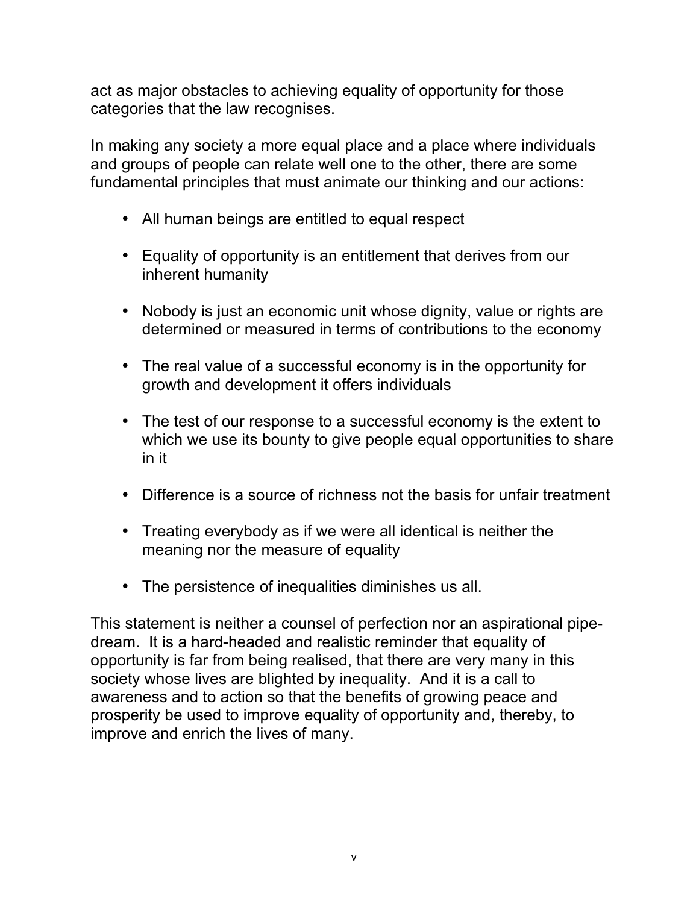act as major obstacles to achieving equality of opportunity for those categories that the law recognises.

In making any society a more equal place and a place where individuals and groups of people can relate well one to the other, there are some fundamental principles that must animate our thinking and our actions:

- All human beings are entitled to equal respect
- Equality of opportunity is an entitlement that derives from our inherent humanity
- Nobody is just an economic unit whose dignity, value or rights are determined or measured in terms of contributions to the economy
- The real value of a successful economy is in the opportunity for growth and development it offers individuals
- The test of our response to a successful economy is the extent to which we use its bounty to give people equal opportunities to share in it
- Difference is a source of richness not the basis for unfair treatment
- Treating everybody as if we were all identical is neither the meaning nor the measure of equality
- The persistence of inequalities diminishes us all.

This statement is neither a counsel of perfection nor an aspirational pipe-dream. It is a hard-headed and realistic reminder that equality of opportunity is far from being realised, that there are very many in this society whose lives are blighted by inequality. And it is a call to awareness and to action so that the benefits of growing peace and prosperity be used to improve equality of opportunity and, thereby, to improve and enrich the lives of many.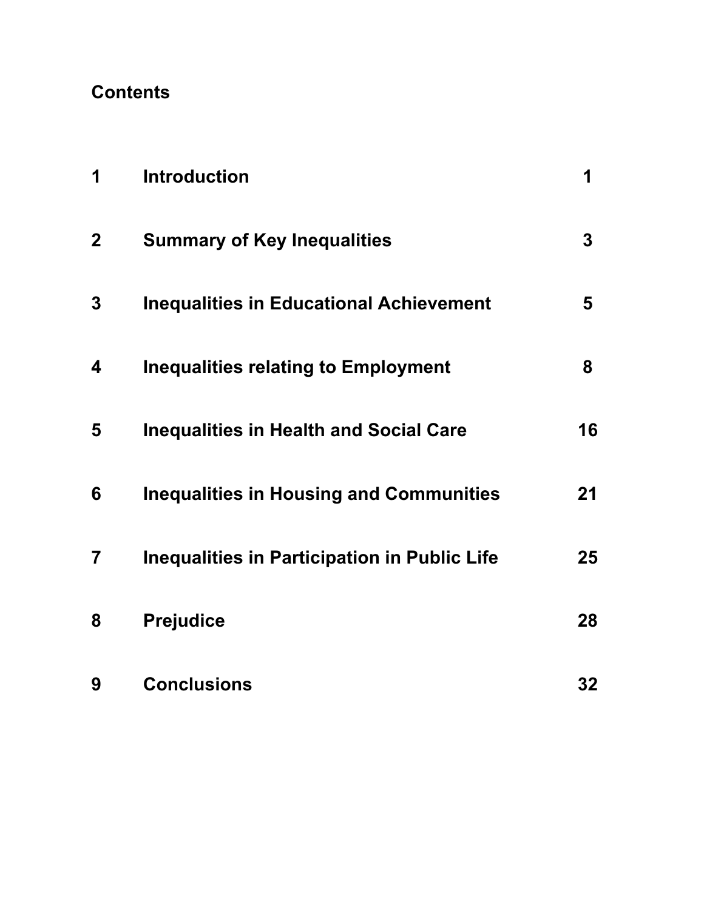## Contents

| | | |
|---|---|---|
| 1 | Introduction | 1 |
| 2 | Summary of Key Inequalities | 3 |
| 3 | Inequalities in Educational Achievement | 5 |
| 4 | Inequalities relating to Employment | 8 |
| 5 | Inequalities in Health and Social Care | 16 |
| 6 | Inequalities in Housing and Communities | 21 |
| 7 | Inequalities in Participation in Public Life | 25 |
| 8 | Prejudice | 28 |
| 9 | Conclusions | 32 |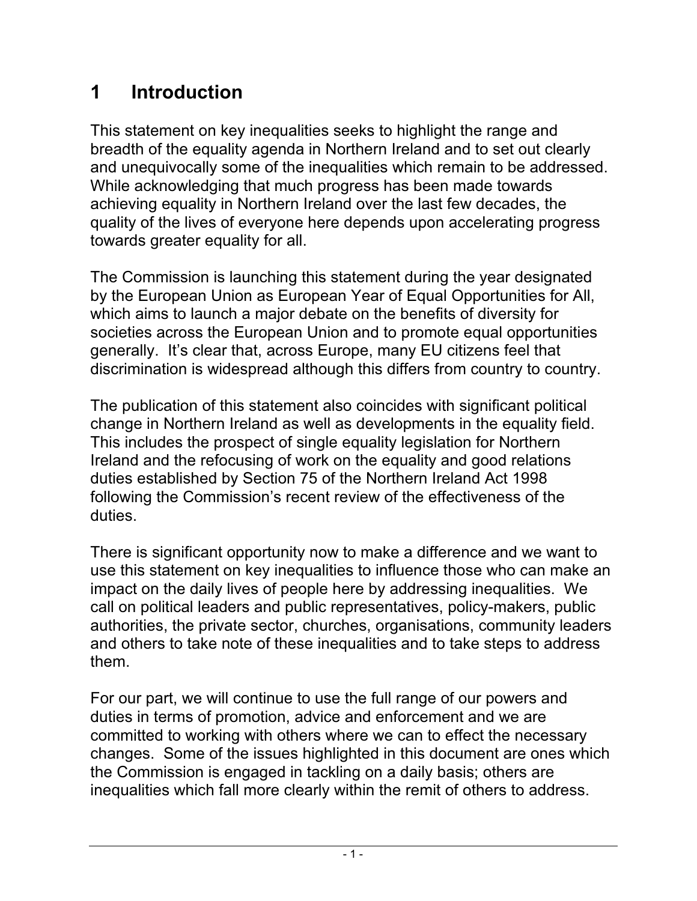# 1 Introduction

This statement on key inequalities seeks to highlight the range and breadth of the equality agenda in Northern Ireland and to set out clearly and unequivocally some of the inequalities which remain to be addressed. While acknowledging that much progress has been made towards achieving equality in Northern Ireland over the last few decades, the quality of the lives of everyone here depends upon accelerating progress towards greater equality for all.

The Commission is launching this statement during the year designated by the European Union as European Year of Equal Opportunities for All, which aims to launch a major debate on the benefits of diversity for societies across the European Union and to promote equal opportunities generally. It's clear that, across Europe, many EU citizens feel that discrimination is widespread although this differs from country to country.

The publication of this statement also coincides with significant political change in Northern Ireland as well as developments in the equality field. This includes the prospect of single equality legislation for Northern Ireland and the refocusing of work on the equality and good relations duties established by Section 75 of the Northern Ireland Act 1998 following the Commission's recent review of the effectiveness of the duties.

There is significant opportunity now to make a difference and we want to use this statement on key inequalities to influence those who can make an impact on the daily lives of people here by addressing inequalities. We call on political leaders and public representatives, policy-makers, public authorities, the private sector, churches, organisations, community leaders and others to take note of these inequalities and to take steps to address them.

For our part, we will continue to use the full range of our powers and duties in terms of promotion, advice and enforcement and we are committed to working with others where we can to effect the necessary changes. Some of the issues highlighted in this document are ones which the Commission is engaged in tackling on a daily basis; others are inequalities which fall more clearly within the remit of others to address.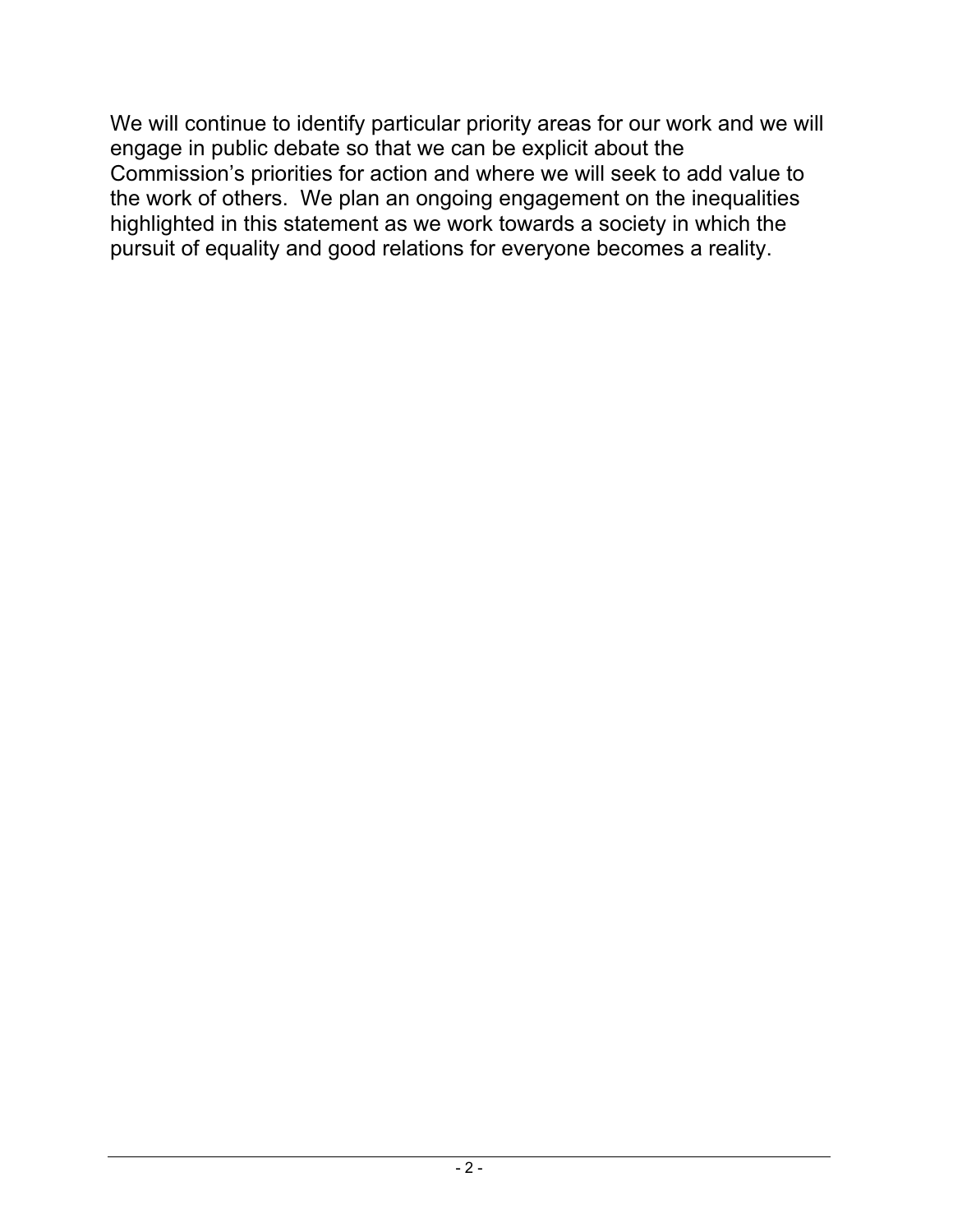We will continue to identify particular priority areas for our work and we will engage in public debate so that we can be explicit about the Commission's priorities for action and where we will seek to add value to the work of others.  We plan an ongoing engagement on the inequalities highlighted in this statement as we work towards a society in which the pursuit of equality and good relations for everyone becomes a reality.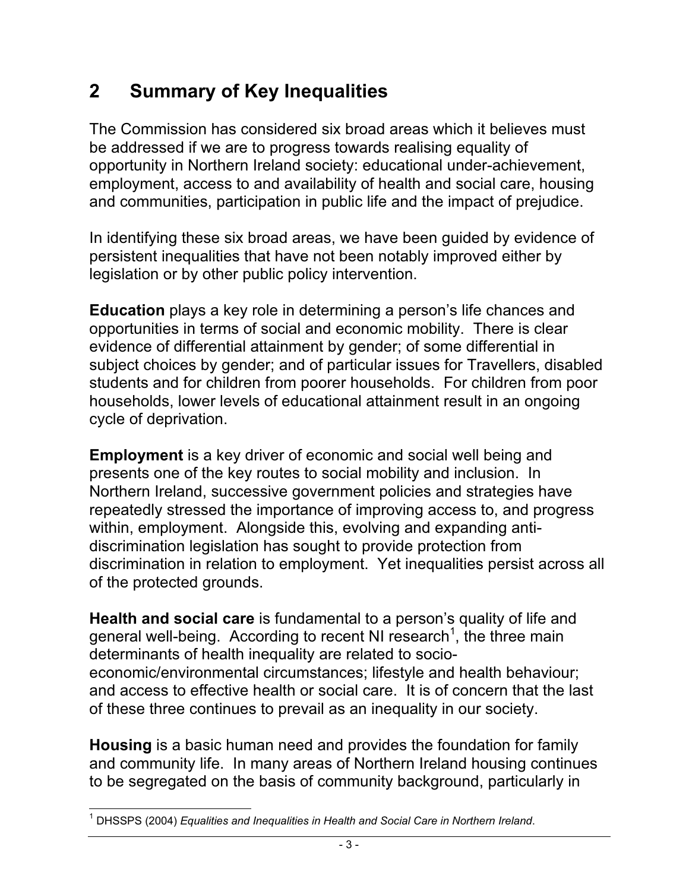## 2 Summary of Key Inequalities

The Commission has considered six broad areas which it believes must be addressed if we are to progress towards realising equality of opportunity in Northern Ireland society: educational under-achievement, employment, access to and availability of health and social care, housing and communities, participation in public life and the impact of prejudice.

In identifying these six broad areas, we have been guided by evidence of persistent inequalities that have not been notably improved either by legislation or by other public policy intervention.

**Education** plays a key role in determining a person's life chances and opportunities in terms of social and economic mobility. There is clear evidence of differential attainment by gender; of some differential in subject choices by gender; and of particular issues for Travellers, disabled students and for children from poorer households. For children from poor households, lower levels of educational attainment result in an ongoing cycle of deprivation.

**Employment** is a key driver of economic and social well being and presents one of the key routes to social mobility and inclusion. In Northern Ireland, successive government policies and strategies have repeatedly stressed the importance of improving access to, and progress within, employment. Alongside this, evolving and expanding anti-discrimination legislation has sought to provide protection from discrimination in relation to employment. Yet inequalities persist across all of the protected grounds.

**Health and social care** is fundamental to a person's quality of life and general well-being. According to recent NI research[1], the three main determinants of health inequality are related to socio-economic/environmental circumstances; lifestyle and health behaviour; and access to effective health or social care. It is of concern that the last of these three continues to prevail as an inequality in our society.

**Housing** is a basic human need and provides the foundation for family and community life. In many areas of Northern Ireland housing continues to be segregated on the basis of community background, particularly in

[1] DHSSPS (2004) *Equalities and Inequalities in Health and Social Care in Northern Ireland*.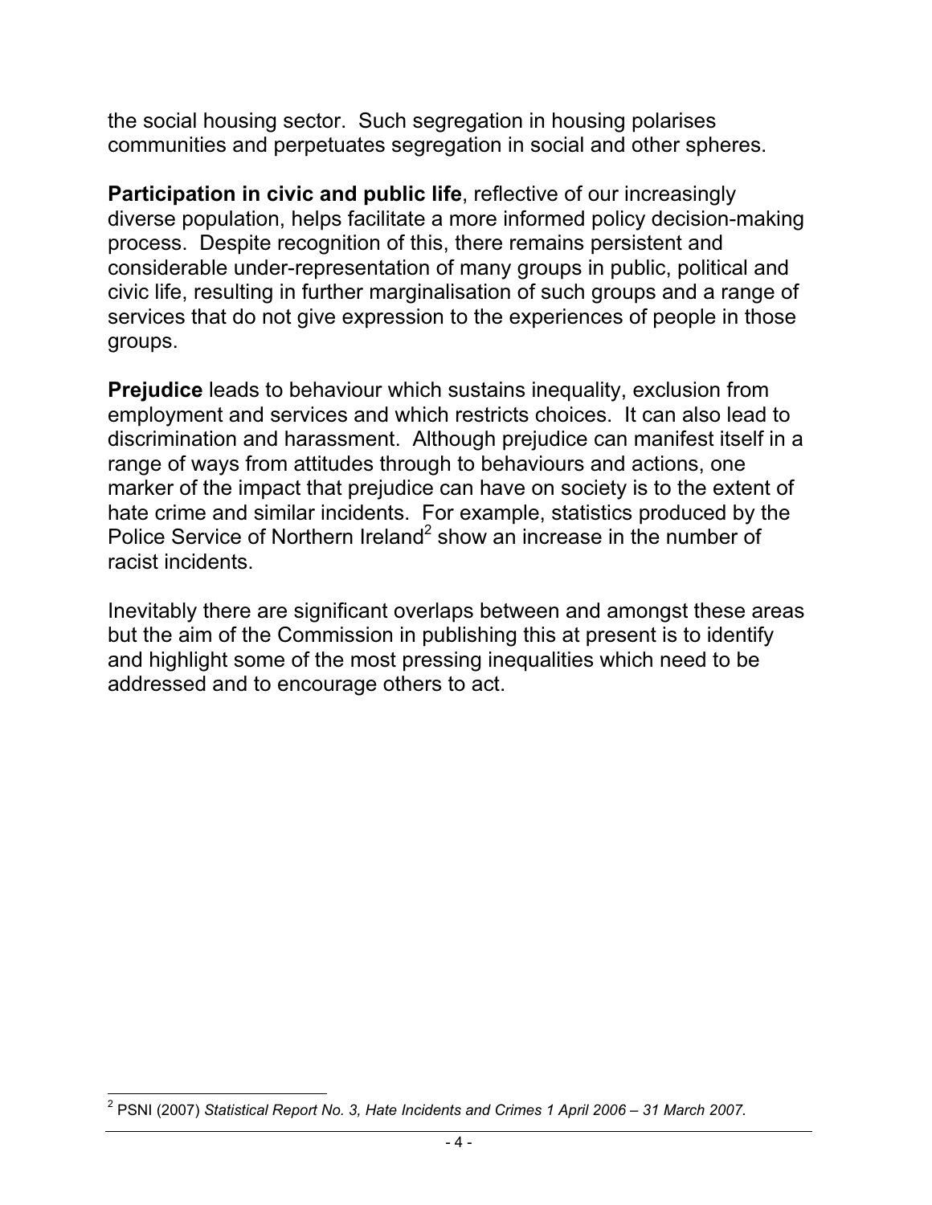the social housing sector. Such segregation in housing polarises communities and perpetuates segregation in social and other spheres.

**Participation in civic and public life**, reflective of our increasingly diverse population, helps facilitate a more informed policy decision-making process. Despite recognition of this, there remains persistent and considerable under-representation of many groups in public, political and civic life, resulting in further marginalisation of such groups and a range of services that do not give expression to the experiences of people in those groups.

**Prejudice** leads to behaviour which sustains inequality, exclusion from employment and services and which restricts choices. It can also lead to discrimination and harassment. Although prejudice can manifest itself in a range of ways from attitudes through to behaviours and actions, one marker of the impact that prejudice can have on society is to the extent of hate crime and similar incidents. For example, statistics produced by the Police Service of Northern Ireland[2] show an increase in the number of racist incidents.

Inevitably there are significant overlaps between and amongst these areas but the aim of the Commission in publishing this at present is to identify and highlight some of the most pressing inequalities which need to be addressed and to encourage others to act.

[2] PSNI (2007) *Statistical Report No. 3, Hate Incidents and Crimes 1 April 2006 – 31 March 2007*.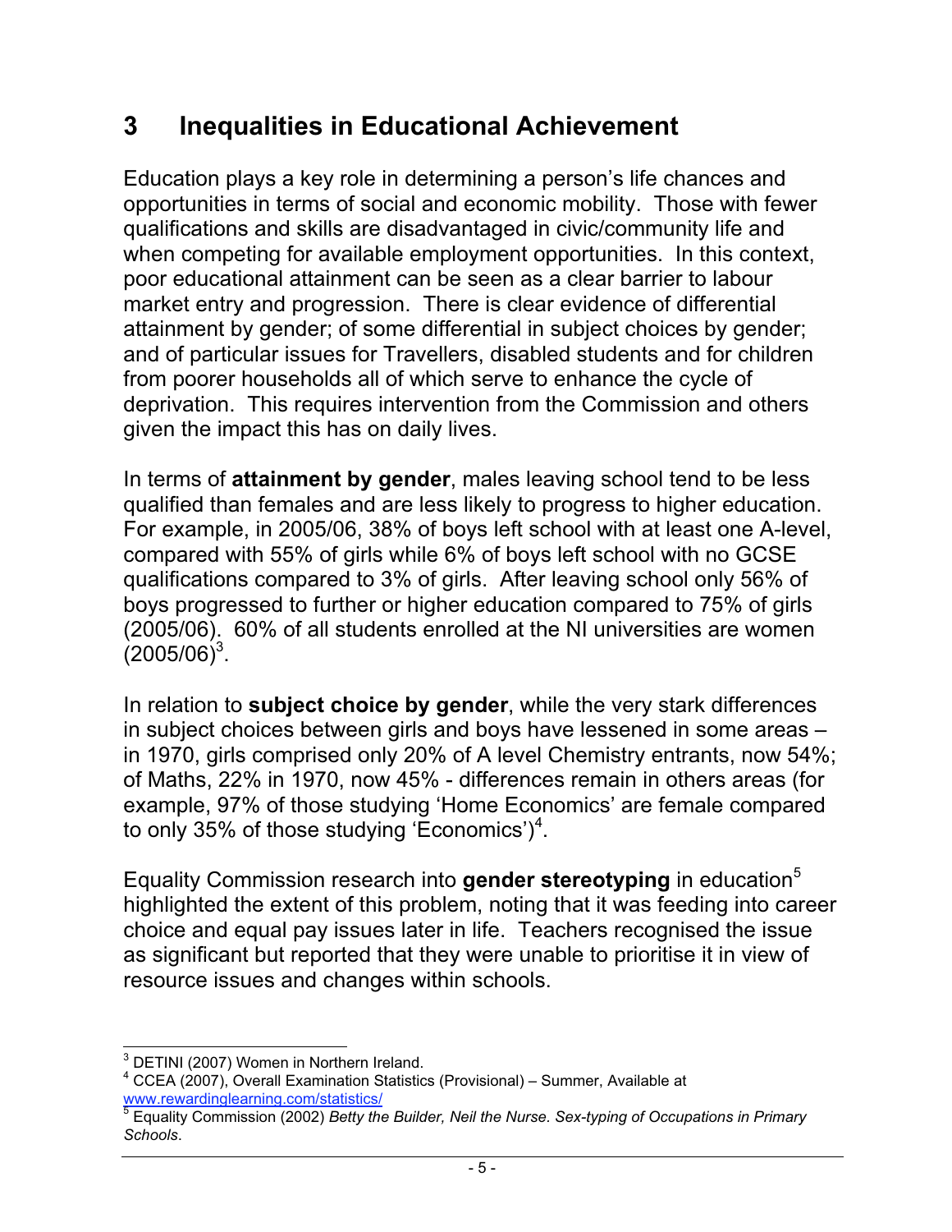# 3 Inequalities in Educational Achievement

Education plays a key role in determining a person's life chances and opportunities in terms of social and economic mobility. Those with fewer qualifications and skills are disadvantaged in civic/community life and when competing for available employment opportunities. In this context, poor educational attainment can be seen as a clear barrier to labour market entry and progression. There is clear evidence of differential attainment by gender; of some differential in subject choices by gender; and of particular issues for Travellers, disabled students and for children from poorer households all of which serve to enhance the cycle of deprivation. This requires intervention from the Commission and others given the impact this has on daily lives.

In terms of **attainment by gender**, males leaving school tend to be less qualified than females and are less likely to progress to higher education. For example, in 2005/06, 38% of boys left school with at least one A-level, compared with 55% of girls while 6% of boys left school with no GCSE qualifications compared to 3% of girls. After leaving school only 56% of boys progressed to further or higher education compared to 75% of girls (2005/06). 60% of all students enrolled at the NI universities are women (2005/06)[3].

In relation to **subject choice by gender**, while the very stark differences in subject choices between girls and boys have lessened in some areas – in 1970, girls comprised only 20% of A level Chemistry entrants, now 54%; of Maths, 22% in 1970, now 45% - differences remain in others areas (for example, 97% of those studying 'Home Economics' are female compared to only 35% of those studying 'Economics')[4].

Equality Commission research into **gender stereotyping** in education[5] highlighted the extent of this problem, noting that it was feeding into career choice and equal pay issues later in life. Teachers recognised the issue as significant but reported that they were unable to prioritise it in view of resource issues and changes within schools.

---

[3] DETINI (2007) Women in Northern Ireland.

[4] CCEA (2007), Overall Examination Statistics (Provisional) – Summer, Available at www.rewardinglearning.com/statistics/

[5] Equality Commission (2002) *Betty the Builder, Neil the Nurse. Sex-typing of Occupations in Primary Schools*.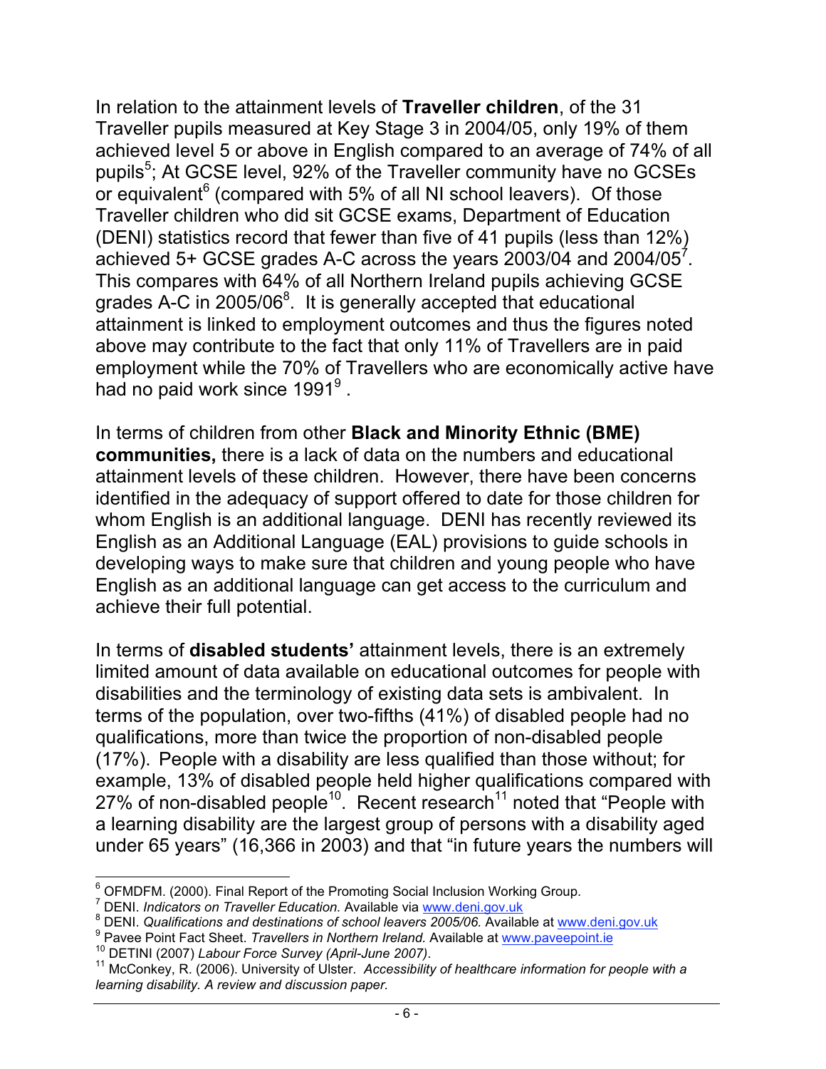In relation to the attainment levels of **Traveller children**, of the 31 Traveller pupils measured at Key Stage 3 in 2004/05, only 19% of them achieved level 5 or above in English compared to an average of 74% of all pupils[5]; At GCSE level, 92% of the Traveller community have no GCSEs or equivalent[6] (compared with 5% of all NI school leavers). Of those Traveller children who did sit GCSE exams, Department of Education (DENI) statistics record that fewer than five of 41 pupils (less than 12%) achieved 5+ GCSE grades A-C across the years 2003/04 and 2004/05[7]. This compares with 64% of all Northern Ireland pupils achieving GCSE grades A-C in 2005/06[8]. It is generally accepted that educational attainment is linked to employment outcomes and thus the figures noted above may contribute to the fact that only 11% of Travellers are in paid employment while the 70% of Travellers who are economically active have had no paid work since 1991[9] .

In terms of children from other **Black and Minority Ethnic (BME) communities,** there is a lack of data on the numbers and educational attainment levels of these children. However, there have been concerns identified in the adequacy of support offered to date for those children for whom English is an additional language. DENI has recently reviewed its English as an Additional Language (EAL) provisions to guide schools in developing ways to make sure that children and young people who have English as an additional language can get access to the curriculum and achieve their full potential.

In terms of **disabled students'** attainment levels, there is an extremely limited amount of data available on educational outcomes for people with disabilities and the terminology of existing data sets is ambivalent. In terms of the population, over two-fifths (41%) of disabled people had no qualifications, more than twice the proportion of non-disabled people (17%). People with a disability are less qualified than those without; for example, 13% of disabled people held higher qualifications compared with 27% of non-disabled people[10]. Recent research[11] noted that "People with a learning disability are the largest group of persons with a disability aged under 65 years" (16,366 in 2003) and that "in future years the numbers will

---

[6] OFMDFM. (2000). Final Report of the Promoting Social Inclusion Working Group.
[7] DENI. *Indicators on Traveller Education.* Available via www.deni.gov.uk
[8] DENI. *Qualifications and destinations of school leavers 2005/06.* Available at www.deni.gov.uk
[9] Pavee Point Fact Sheet. *Travellers in Northern Ireland.* Available at www.paveepoint.ie
[10] DETINI (2007) *Labour Force Survey (April-June 2007)*.
[11] McConkey, R. (2006). University of Ulster. *Accessibility of healthcare information for people with a learning disability. A review and discussion paper.*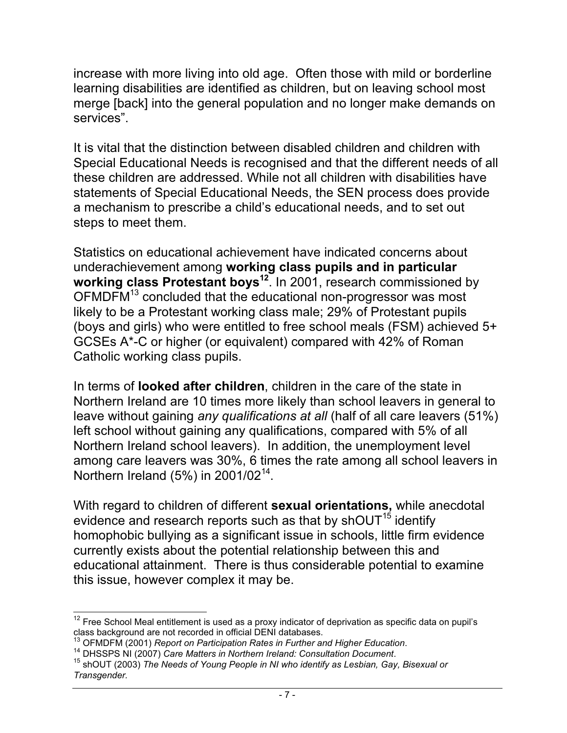increase with more living into old age. Often those with mild or borderline learning disabilities are identified as children, but on leaving school most merge [back] into the general population and no longer make demands on services".

It is vital that the distinction between disabled children and children with Special Educational Needs is recognised and that the different needs of all these children are addressed. While not all children with disabilities have statements of Special Educational Needs, the SEN process does provide a mechanism to prescribe a child's educational needs, and to set out steps to meet them.

Statistics on educational achievement have indicated concerns about underachievement among **working class pupils and in particular working class Protestant boys**[12]. In 2001, research commissioned by OFMDFM[13] concluded that the educational non-progressor was most likely to be a Protestant working class male; 29% of Protestant pupils (boys and girls) who were entitled to free school meals (FSM) achieved 5+ GCSEs A*-C or higher (or equivalent) compared with 42% of Roman Catholic working class pupils.

In terms of **looked after children**, children in the care of the state in Northern Ireland are 10 times more likely than school leavers in general to leave without gaining *any qualifications at all* (half of all care leavers (51%) left school without gaining any qualifications, compared with 5% of all Northern Ireland school leavers). In addition, the unemployment level among care leavers was 30%, 6 times the rate among all school leavers in Northern Ireland (5%) in 2001/02[14].

With regard to children of different **sexual orientations,** while anecdotal evidence and research reports such as that by shOUT[15] identify homophobic bullying as a significant issue in schools, little firm evidence currently exists about the potential relationship between this and educational attainment. There is thus considerable potential to examine this issue, however complex it may be.

---

[12] Free School Meal entitlement is used as a proxy indicator of deprivation as specific data on pupil's class background are not recorded in official DENI databases.

[13] OFMDFM (2001) *Report on Participation Rates in Further and Higher Education*.

[14] DHSSPS NI (2007) *Care Matters in Northern Ireland: Consultation Document*.

[15] shOUT (2003) *The Needs of Young People in NI who identify as Lesbian, Gay, Bisexual or Transgender.*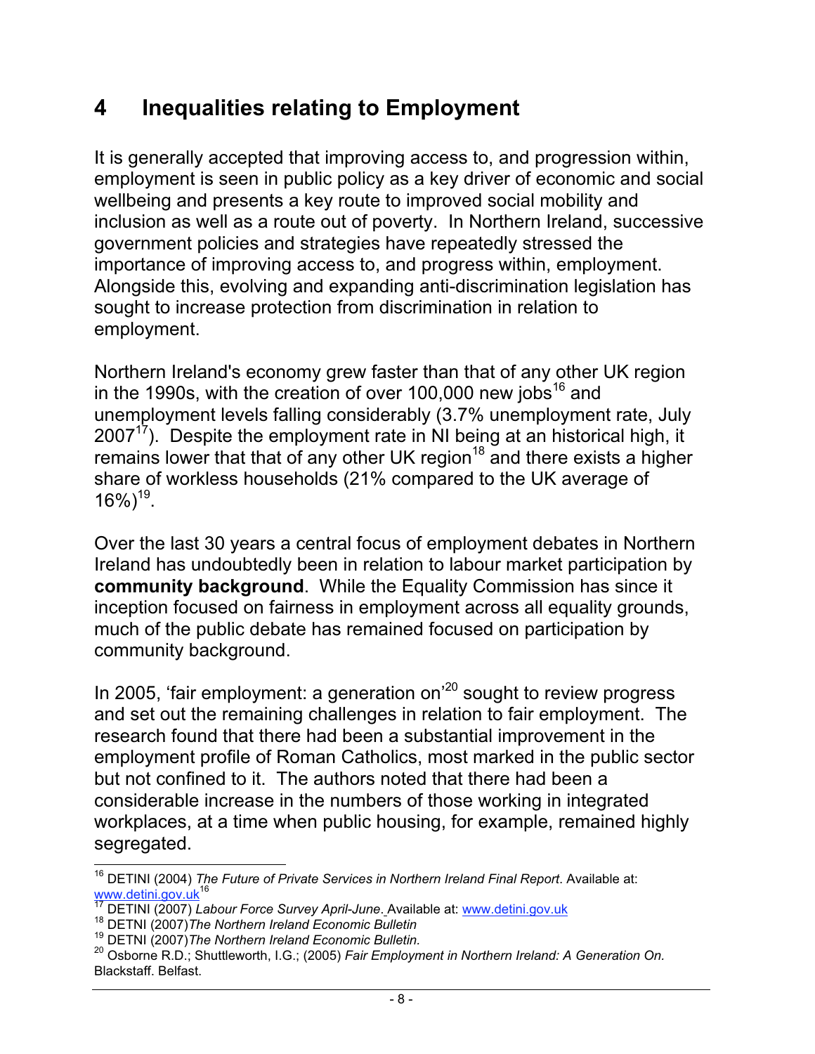# 4 Inequalities relating to Employment

It is generally accepted that improving access to, and progression within, employment is seen in public policy as a key driver of economic and social wellbeing and presents a key route to improved social mobility and inclusion as well as a route out of poverty. In Northern Ireland, successive government policies and strategies have repeatedly stressed the importance of improving access to, and progress within, employment. Alongside this, evolving and expanding anti-discrimination legislation has sought to increase protection from discrimination in relation to employment.

Northern Ireland's economy grew faster than that of any other UK region in the 1990s, with the creation of over 100,000 new jobs[16] and unemployment levels falling considerably (3.7% unemployment rate, July 2007[17]). Despite the employment rate in NI being at an historical high, it remains lower that that of any other UK region[18] and there exists a higher share of workless households (21% compared to the UK average of 16%)[19].

Over the last 30 years a central focus of employment debates in Northern Ireland has undoubtedly been in relation to labour market participation by **community background**. While the Equality Commission has since it inception focused on fairness in employment across all equality grounds, much of the public debate has remained focused on participation by community background.

In 2005, 'fair employment: a generation on'[20] sought to review progress and set out the remaining challenges in relation to fair employment. The research found that there had been a substantial improvement in the employment profile of Roman Catholics, most marked in the public sector but not confined to it. The authors noted that there had been a considerable increase in the numbers of those working in integrated workplaces, at a time when public housing, for example, remained highly segregated.

---

[16] DETINI (2004) *The Future of Private Services in Northern Ireland Final Report*. Available at: www.detini.gov.uk[16]

[17] DETINI (2007) *Labour Force Survey April-June*. Available at: www.detini.gov.uk

[18] DETNI (2007)*The Northern Ireland Economic Bulletin*

[19] DETNI (2007)*The Northern Ireland Economic Bulletin.*

[20] Osborne R.D.; Shuttleworth, I.G.; (2005) *Fair Employment in Northern Ireland: A Generation On.* Blackstaff. Belfast.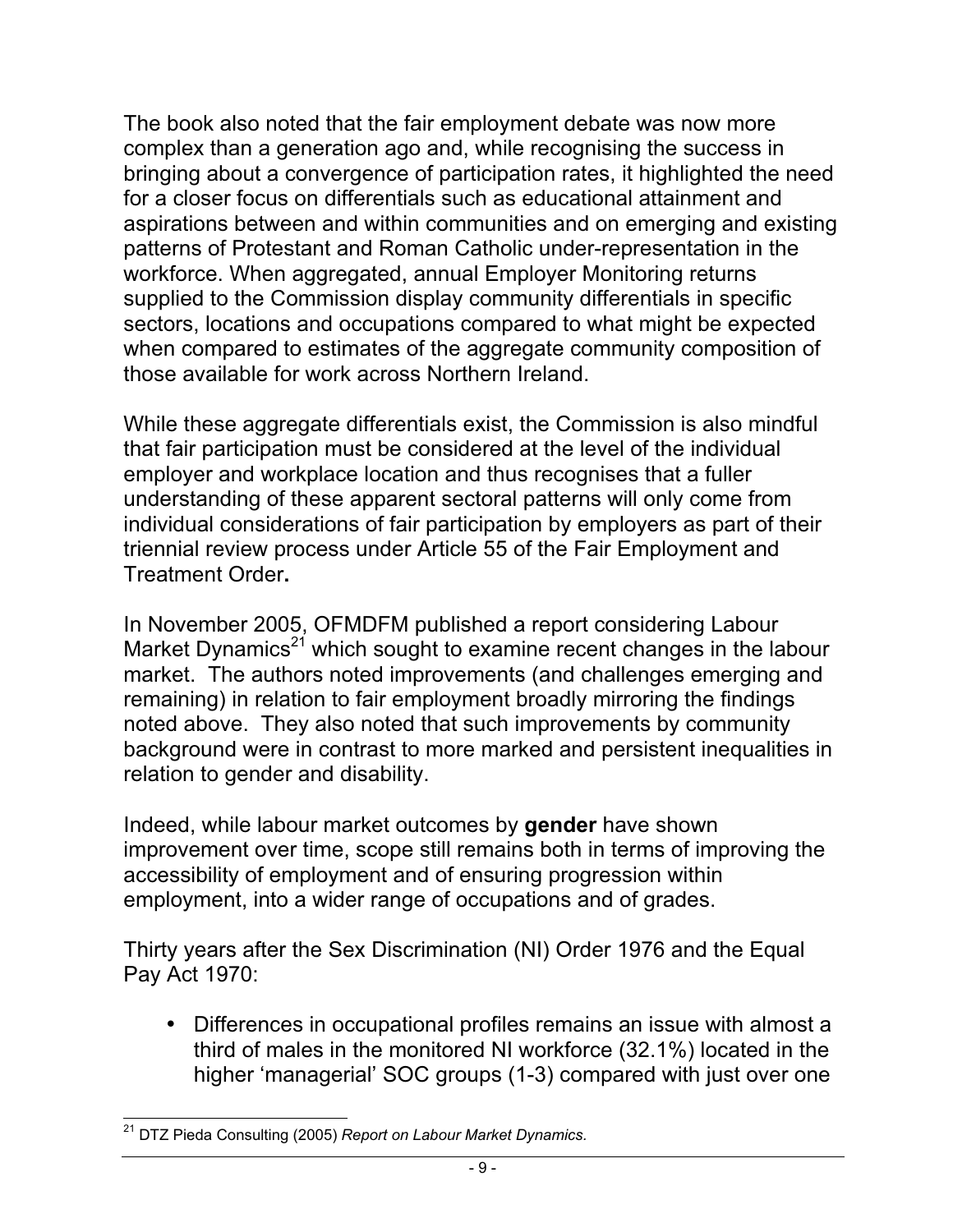The book also noted that the fair employment debate was now more complex than a generation ago and, while recognising the success in bringing about a convergence of participation rates, it highlighted the need for a closer focus on differentials such as educational attainment and aspirations between and within communities and on emerging and existing patterns of Protestant and Roman Catholic under-representation in the workforce. When aggregated, annual Employer Monitoring returns supplied to the Commission display community differentials in specific sectors, locations and occupations compared to what might be expected when compared to estimates of the aggregate community composition of those available for work across Northern Ireland.

While these aggregate differentials exist, the Commission is also mindful that fair participation must be considered at the level of the individual employer and workplace location and thus recognises that a fuller understanding of these apparent sectoral patterns will only come from individual considerations of fair participation by employers as part of their triennial review process under Article 55 of the Fair Employment and Treatment Order**.**

In November 2005, OFMDFM published a report considering Labour Market Dynamics[21] which sought to examine recent changes in the labour market. The authors noted improvements (and challenges emerging and remaining) in relation to fair employment broadly mirroring the findings noted above. They also noted that such improvements by community background were in contrast to more marked and persistent inequalities in relation to gender and disability.

Indeed, while labour market outcomes by **gender** have shown improvement over time, scope still remains both in terms of improving the accessibility of employment and of ensuring progression within employment, into a wider range of occupations and of grades.

Thirty years after the Sex Discrimination (NI) Order 1976 and the Equal Pay Act 1970:

- Differences in occupational profiles remains an issue with almost a third of males in the monitored NI workforce (32.1%) located in the higher 'managerial' SOC groups (1-3) compared with just over one

[21] DTZ Pieda Consulting (2005) *Report on Labour Market Dynamics.*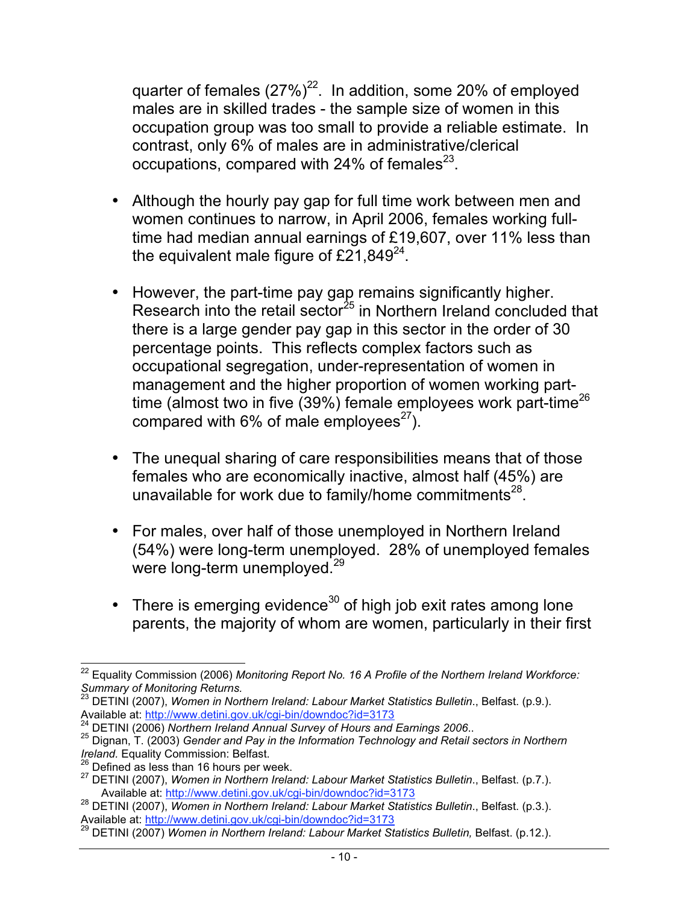quarter of females (27%)[22]. In addition, some 20% of employed males are in skilled trades - the sample size of women in this occupation group was too small to provide a reliable estimate. In contrast, only 6% of males are in administrative/clerical occupations, compared with 24% of females[23].

- Although the hourly pay gap for full time work between men and women continues to narrow, in April 2006, females working full-time had median annual earnings of £19,607, over 11% less than the equivalent male figure of £21,849[24].

- However, the part-time pay gap remains significantly higher. Research into the retail sector[25] in Northern Ireland concluded that there is a large gender pay gap in this sector in the order of 30 percentage points. This reflects complex factors such as occupational segregation, under-representation of women in management and the higher proportion of women working part-time (almost two in five (39%) female employees work part-time[26] compared with 6% of male employees[27]).

- The unequal sharing of care responsibilities means that of those females who are economically inactive, almost half (45%) are unavailable for work due to family/home commitments[28].

- For males, over half of those unemployed in Northern Ireland (54%) were long-term unemployed. 28% of unemployed females were long-term unemployed.[29]

- There is emerging evidence[30] of high job exit rates among lone parents, the majority of whom are women, particularly in their first

---

[22] Equality Commission (2006) *Monitoring Report No. 16 A Profile of the Northern Ireland Workforce: Summary of Monitoring Returns.*

[23] DETINI (2007), *Women in Northern Ireland: Labour Market Statistics Bulletin*., Belfast. (p.9.). Available at: http://www.detini.gov.uk/cgi-bin/downdoc?id=3173

[24] DETINI (2006) *Northern Ireland Annual Survey of Hours and Earnings 2006*..

[25] Dignan, T. (2003) *Gender and Pay in the Information Technology and Retail sectors in Northern Ireland.* Equality Commission: Belfast.

[26] Defined as less than 16 hours per week.

[27] DETINI (2007), *Women in Northern Ireland: Labour Market Statistics Bulletin*., Belfast. (p.7.). Available at: http://www.detini.gov.uk/cgi-bin/downdoc?id=3173

[28] DETINI (2007), *Women in Northern Ireland: Labour Market Statistics Bulletin*., Belfast. (p.3.). Available at: http://www.detini.gov.uk/cgi-bin/downdoc?id=3173

[29] DETINI (2007) *Women in Northern Ireland: Labour Market Statistics Bulletin,* Belfast. (p.12.).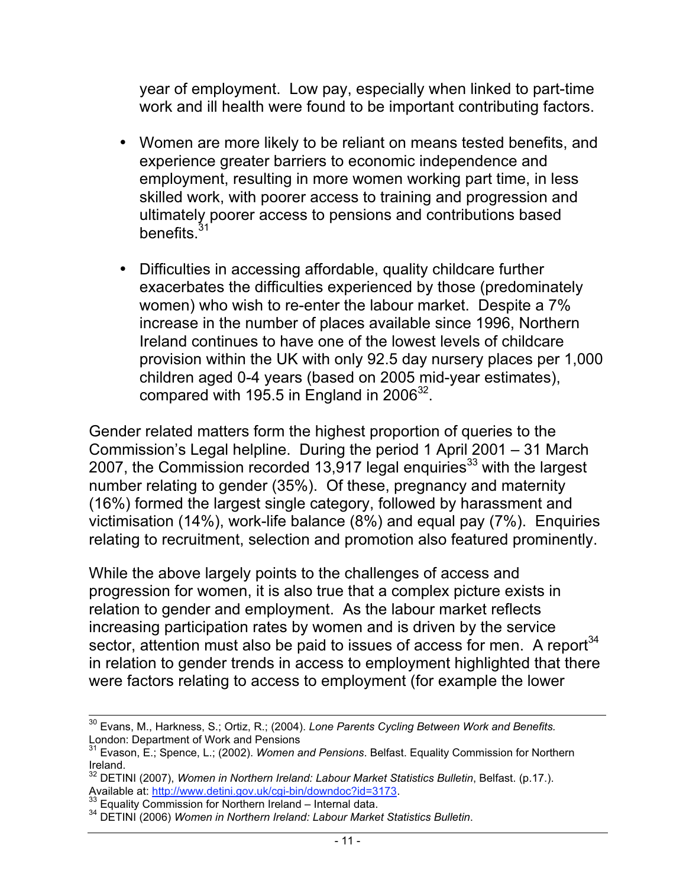year of employment. Low pay, especially when linked to part-time work and ill health were found to be important contributing factors.

- Women are more likely to be reliant on means tested benefits, and experience greater barriers to economic independence and employment, resulting in more women working part time, in less skilled work, with poorer access to training and progression and ultimately poorer access to pensions and contributions based benefits.[31]

- Difficulties in accessing affordable, quality childcare further exacerbates the difficulties experienced by those (predominately women) who wish to re-enter the labour market. Despite a 7% increase in the number of places available since 1996, Northern Ireland continues to have one of the lowest levels of childcare provision within the UK with only 92.5 day nursery places per 1,000 children aged 0-4 years (based on 2005 mid-year estimates), compared with 195.5 in England in 2006[32].

Gender related matters form the highest proportion of queries to the Commission's Legal helpline. During the period 1 April 2001 – 31 March 2007, the Commission recorded 13,917 legal enquiries[33] with the largest number relating to gender (35%). Of these, pregnancy and maternity (16%) formed the largest single category, followed by harassment and victimisation (14%), work-life balance (8%) and equal pay (7%). Enquiries relating to recruitment, selection and promotion also featured prominently.

While the above largely points to the challenges of access and progression for women, it is also true that a complex picture exists in relation to gender and employment. As the labour market reflects increasing participation rates by women and is driven by the service sector, attention must also be paid to issues of access for men. A report[34] in relation to gender trends in access to employment highlighted that there were factors relating to access to employment (for example the lower

---

[30] Evans, M., Harkness, S.; Ortiz, R.; (2004). *Lone Parents Cycling Between Work and Benefits.* London: Department of Work and Pensions

[31] Evason, E.; Spence, L.; (2002). *Women and Pensions*. Belfast. Equality Commission for Northern Ireland.

[32] DETINI (2007), *Women in Northern Ireland: Labour Market Statistics Bulletin*, Belfast. (p.17.). Available at: http://www.detini.gov.uk/cgi-bin/downdoc?id=3173.

[33] Equality Commission for Northern Ireland – Internal data.

[34] DETINI (2006) *Women in Northern Ireland: Labour Market Statistics Bulletin*.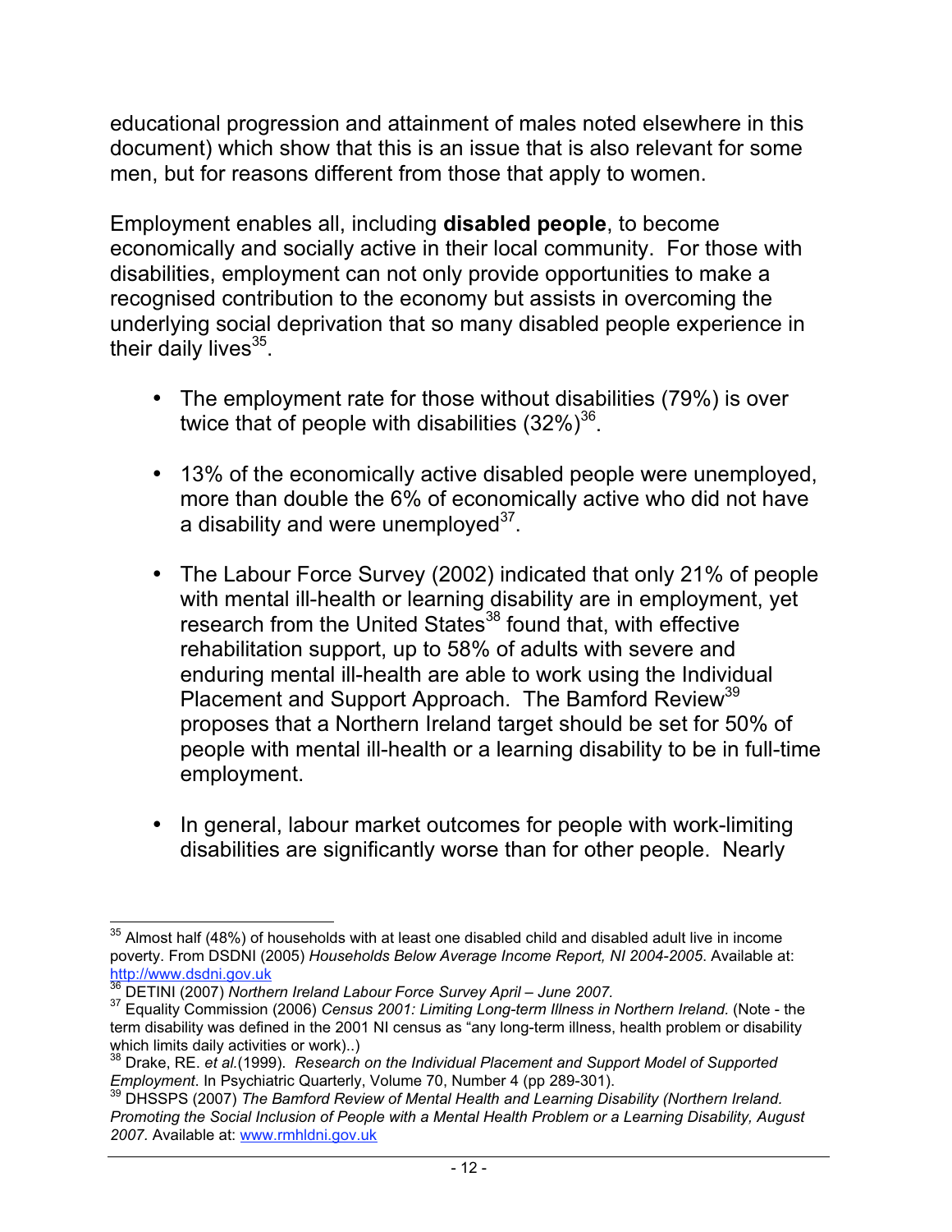educational progression and attainment of males noted elsewhere in this document) which show that this is an issue that is also relevant for some men, but for reasons different from those that apply to women.

Employment enables all, including **disabled people**, to become economically and socially active in their local community. For those with disabilities, employment can not only provide opportunities to make a recognised contribution to the economy but assists in overcoming the underlying social deprivation that so many disabled people experience in their daily lives[35].

- The employment rate for those without disabilities (79%) is over twice that of people with disabilities (32%)[36].
- 13% of the economically active disabled people were unemployed, more than double the 6% of economically active who did not have a disability and were unemployed[37].
- The Labour Force Survey (2002) indicated that only 21% of people with mental ill-health or learning disability are in employment, yet research from the United States[38] found that, with effective rehabilitation support, up to 58% of adults with severe and enduring mental ill-health are able to work using the Individual Placement and Support Approach. The Bamford Review[39] proposes that a Northern Ireland target should be set for 50% of people with mental ill-health or a learning disability to be in full-time employment.
- In general, labour market outcomes for people with work-limiting disabilities are significantly worse than for other people. Nearly

---

[35] Almost half (48%) of households with at least one disabled child and disabled adult live in income poverty. From DSDNI (2005) *Households Below Average Income Report, NI 2004-2005*. Available at: http://www.dsdni.gov.uk

[36] DETINI (2007) *Northern Ireland Labour Force Survey April – June 2007.*

[37] Equality Commission (2006) *Census 2001: Limiting Long-term Illness in Northern Ireland.* (Note - the term disability was defined in the 2001 NI census as "any long-term illness, health problem or disability which limits daily activities or work)..)

[38] Drake, RE. *et al.*(1999). *Research on the Individual Placement and Support Model of Supported Employment*. In Psychiatric Quarterly, Volume 70, Number 4 (pp 289-301).

[39] DHSSPS (2007) *The Bamford Review of Mental Health and Learning Disability (Northern Ireland. Promoting the Social Inclusion of People with a Mental Health Problem or a Learning Disability, August 2007.* Available at: www.rmhldni.gov.uk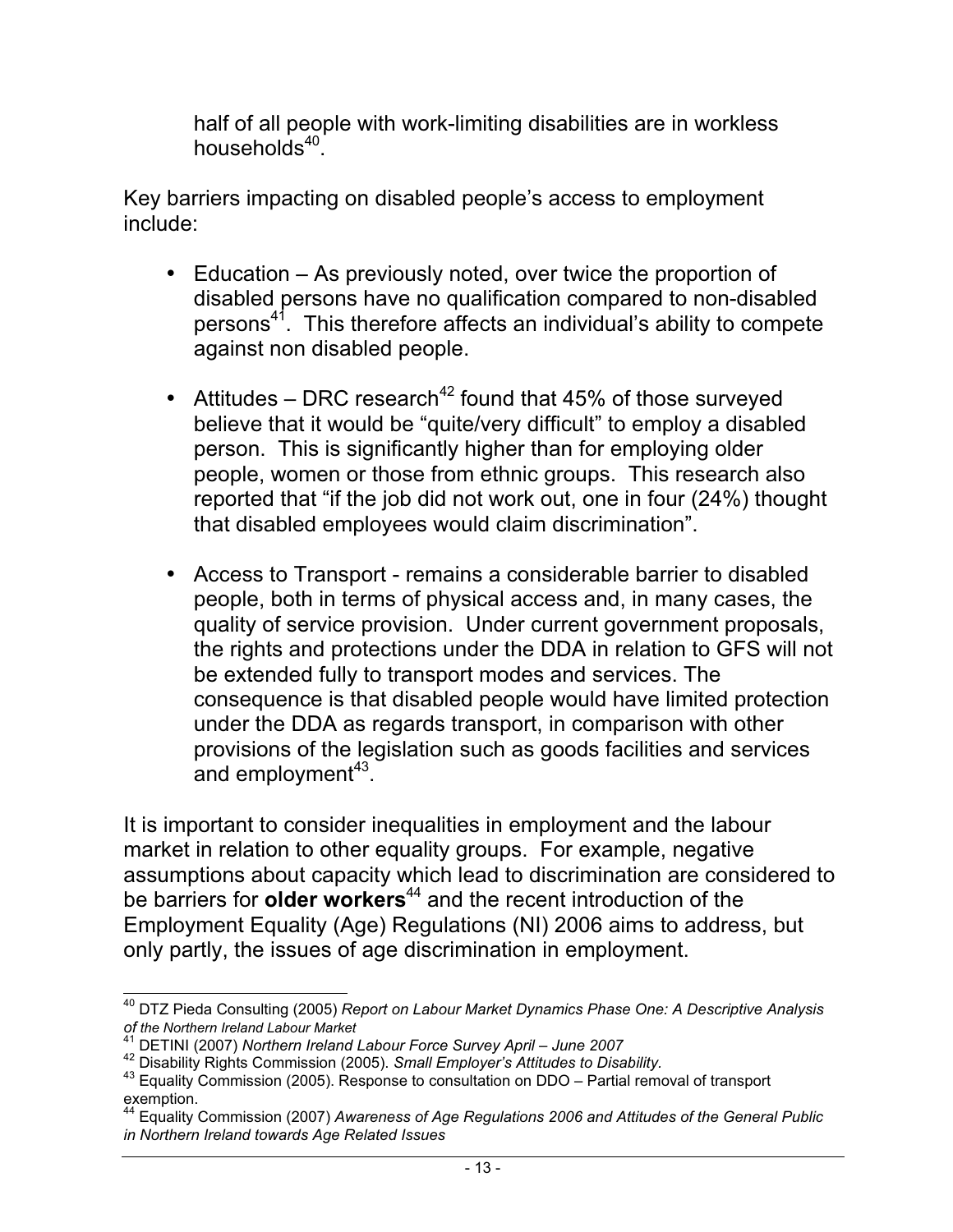half of all people with work-limiting disabilities are in workless households[40].

Key barriers impacting on disabled people's access to employment include:

- Education – As previously noted, over twice the proportion of disabled persons have no qualification compared to non-disabled persons[41]. This therefore affects an individual's ability to compete against non disabled people.

- Attitudes – DRC research[42] found that 45% of those surveyed believe that it would be "quite/very difficult" to employ a disabled person. This is significantly higher than for employing older people, women or those from ethnic groups. This research also reported that "if the job did not work out, one in four (24%) thought that disabled employees would claim discrimination".

- Access to Transport - remains a considerable barrier to disabled people, both in terms of physical access and, in many cases, the quality of service provision. Under current government proposals, the rights and protections under the DDA in relation to GFS will not be extended fully to transport modes and services. The consequence is that disabled people would have limited protection under the DDA as regards transport, in comparison with other provisions of the legislation such as goods facilities and services and employment[43].

It is important to consider inequalities in employment and the labour market in relation to other equality groups. For example, negative assumptions about capacity which lead to discrimination are considered to be barriers for **older workers**[44] and the recent introduction of the Employment Equality (Age) Regulations (NI) 2006 aims to address, but only partly, the issues of age discrimination in employment.

---

[40] DTZ Pieda Consulting (2005) *Report on Labour Market Dynamics Phase One: A Descriptive Analysis of the Northern Ireland Labour Market*

[41] DETINI (2007) *Northern Ireland Labour Force Survey April – June 2007*

[42] Disability Rights Commission (2005). *Small Employer's Attitudes to Disability.*

[43] Equality Commission (2005). Response to consultation on DDO – Partial removal of transport exemption.

[44] Equality Commission (2007) *Awareness of Age Regulations 2006 and Attitudes of the General Public in Northern Ireland towards Age Related Issues*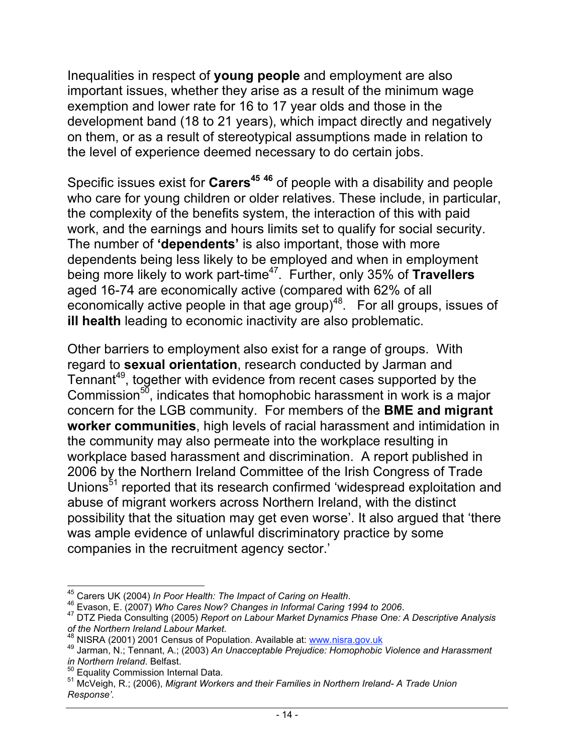Inequalities in respect of **young people** and employment are also important issues, whether they arise as a result of the minimum wage exemption and lower rate for 16 to 17 year olds and those in the development band (18 to 21 years), which impact directly and negatively on them, or as a result of stereotypical assumptions made in relation to the level of experience deemed necessary to do certain jobs.

Specific issues exist for **Carers**[45] [46] of people with a disability and people who care for young children or older relatives. These include, in particular, the complexity of the benefits system, the interaction of this with paid work, and the earnings and hours limits set to qualify for social security. The number of **'dependents'** is also important, those with more dependents being less likely to be employed and when in employment being more likely to work part-time[47]. Further, only 35% of **Travellers** aged 16-74 are economically active (compared with 62% of all economically active people in that age group)[48]. For all groups, issues of **ill health** leading to economic inactivity are also problematic.

Other barriers to employment also exist for a range of groups. With regard to **sexual orientation**, research conducted by Jarman and Tennant[49], together with evidence from recent cases supported by the Commission[50], indicates that homophobic harassment in work is a major concern for the LGB community. For members of the **BME and migrant worker communities**, high levels of racial harassment and intimidation in the community may also permeate into the workplace resulting in workplace based harassment and discrimination. A report published in 2006 by the Northern Ireland Committee of the Irish Congress of Trade Unions[51] reported that its research confirmed 'widespread exploitation and abuse of migrant workers across Northern Ireland, with the distinct possibility that the situation may get even worse'. It also argued that 'there was ample evidence of unlawful discriminatory practice by some companies in the recruitment agency sector.'

---

[45] Carers UK (2004) *In Poor Health: The Impact of Caring on Health*.

[46] Evason, E. (2007) *Who Cares Now? Changes in Informal Caring 1994 to 2006*.

[47] DTZ Pieda Consulting (2005) *Report on Labour Market Dynamics Phase One: A Descriptive Analysis of the Northern Ireland Labour Market.*

[48] NISRA (2001) 2001 Census of Population. Available at: www.nisra.gov.uk

[49] Jarman, N.; Tennant, A.; (2003) *An Unacceptable Prejudice: Homophobic Violence and Harassment in Northern Ireland*. Belfast.

[50] Equality Commission Internal Data.

[51] McVeigh, R.; (2006), *Migrant Workers and their Families in Northern Ireland- A Trade Union Response'.*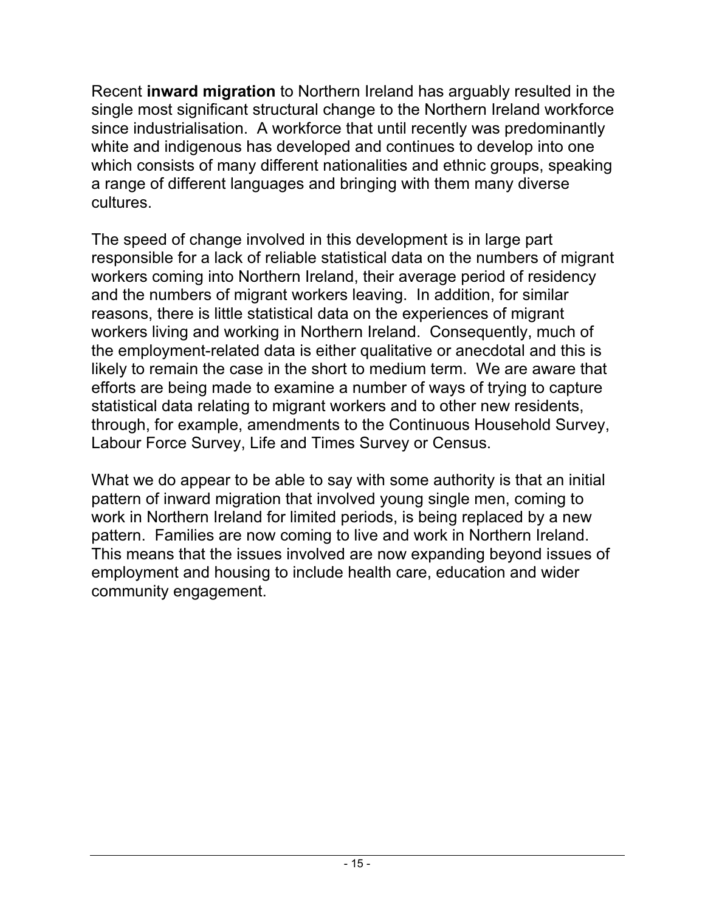Recent **inward migration** to Northern Ireland has arguably resulted in the single most significant structural change to the Northern Ireland workforce since industrialisation. A workforce that until recently was predominantly white and indigenous has developed and continues to develop into one which consists of many different nationalities and ethnic groups, speaking a range of different languages and bringing with them many diverse cultures.

The speed of change involved in this development is in large part responsible for a lack of reliable statistical data on the numbers of migrant workers coming into Northern Ireland, their average period of residency and the numbers of migrant workers leaving. In addition, for similar reasons, there is little statistical data on the experiences of migrant workers living and working in Northern Ireland. Consequently, much of the employment-related data is either qualitative or anecdotal and this is likely to remain the case in the short to medium term. We are aware that efforts are being made to examine a number of ways of trying to capture statistical data relating to migrant workers and to other new residents, through, for example, amendments to the Continuous Household Survey, Labour Force Survey, Life and Times Survey or Census.

What we do appear to be able to say with some authority is that an initial pattern of inward migration that involved young single men, coming to work in Northern Ireland for limited periods, is being replaced by a new pattern. Families are now coming to live and work in Northern Ireland. This means that the issues involved are now expanding beyond issues of employment and housing to include health care, education and wider community engagement.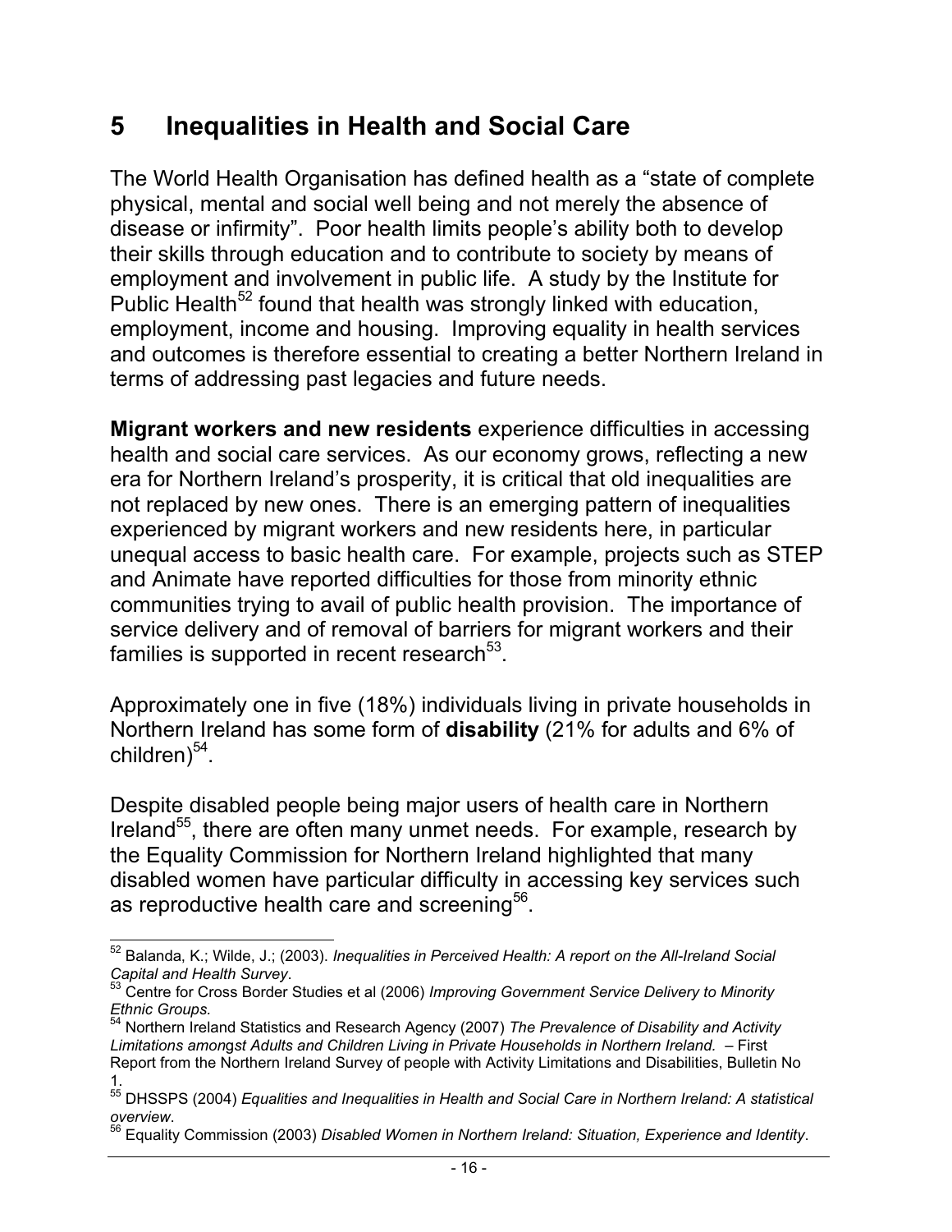# 5 Inequalities in Health and Social Care

The World Health Organisation has defined health as a "state of complete physical, mental and social well being and not merely the absence of disease or infirmity". Poor health limits people's ability both to develop their skills through education and to contribute to society by means of employment and involvement in public life. A study by the Institute for Public Health[52] found that health was strongly linked with education, employment, income and housing. Improving equality in health services and outcomes is therefore essential to creating a better Northern Ireland in terms of addressing past legacies and future needs.

**Migrant workers and new residents** experience difficulties in accessing health and social care services. As our economy grows, reflecting a new era for Northern Ireland's prosperity, it is critical that old inequalities are not replaced by new ones. There is an emerging pattern of inequalities experienced by migrant workers and new residents here, in particular unequal access to basic health care. For example, projects such as STEP and Animate have reported difficulties for those from minority ethnic communities trying to avail of public health provision. The importance of service delivery and of removal of barriers for migrant workers and their families is supported in recent research[53].

Approximately one in five (18%) individuals living in private households in Northern Ireland has some form of **disability** (21% for adults and 6% of children)[54].

Despite disabled people being major users of health care in Northern Ireland[55], there are often many unmet needs. For example, research by the Equality Commission for Northern Ireland highlighted that many disabled women have particular difficulty in accessing key services such as reproductive health care and screening[56].

---

[52] Balanda, K.; Wilde, J.; (2003). *Inequalities in Perceived Health: A report on the All-Ireland Social Capital and Health Survey*.

[53] Centre for Cross Border Studies et al (2006) *Improving Government Service Delivery to Minority Ethnic Groups.*

[54] Northern Ireland Statistics and Research Agency (2007) *The Prevalence of Disability and Activity Limitations amongst Adults and Children Living in Private Households in Northern Ireland.* – First Report from the Northern Ireland Survey of people with Activity Limitations and Disabilities, Bulletin No 1.

[55] DHSSPS (2004) *Equalities and Inequalities in Health and Social Care in Northern Ireland: A statistical overview*.

[56] Equality Commission (2003) *Disabled Women in Northern Ireland: Situation, Experience and Identity*.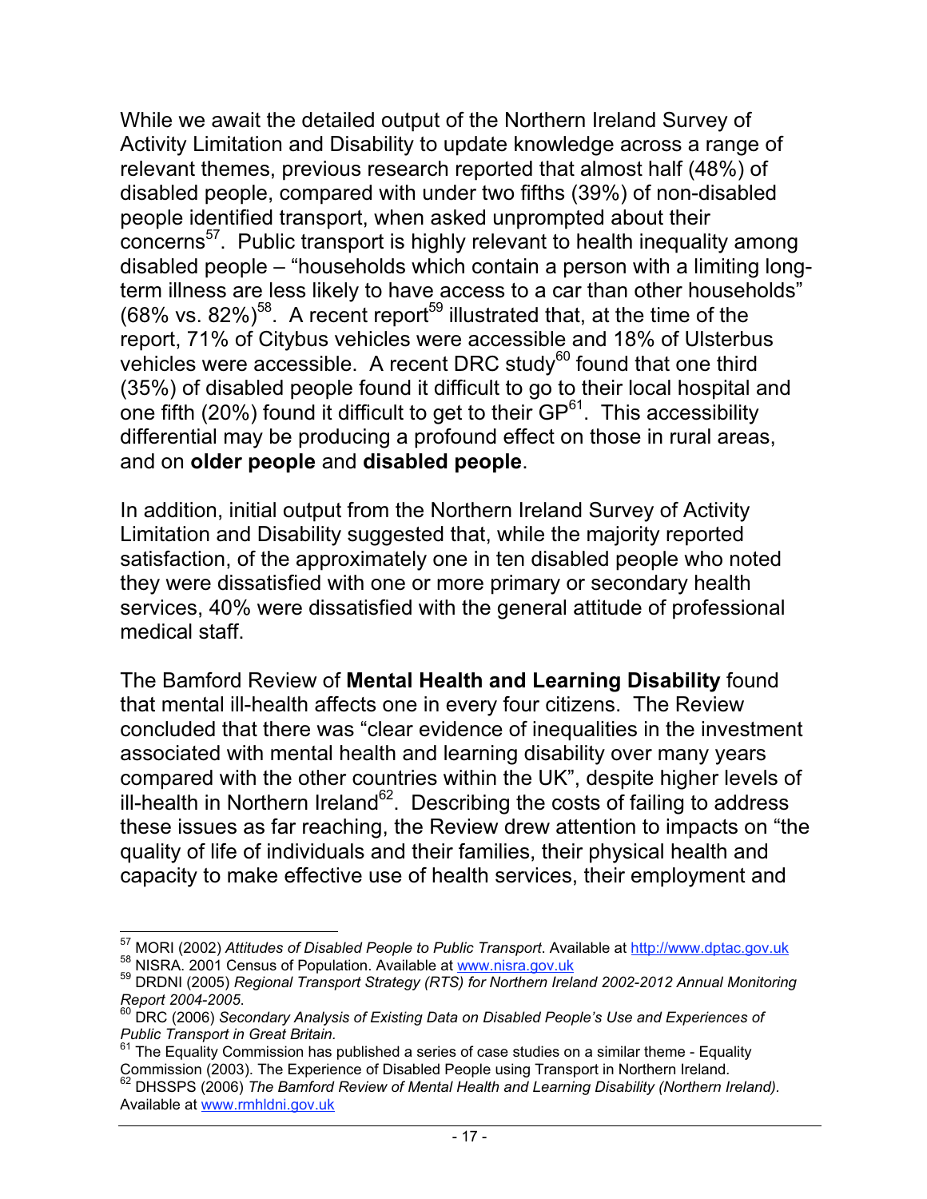While we await the detailed output of the Northern Ireland Survey of Activity Limitation and Disability to update knowledge across a range of relevant themes, previous research reported that almost half (48%) of disabled people, compared with under two fifths (39%) of non-disabled people identified transport, when asked unprompted about their concerns[57]. Public transport is highly relevant to health inequality among disabled people – "households which contain a person with a limiting long-term illness are less likely to have access to a car than other households" (68% vs. 82%)[58]. A recent report[59] illustrated that, at the time of the report, 71% of Citybus vehicles were accessible and 18% of Ulsterbus vehicles were accessible. A recent DRC study[60] found that one third (35%) of disabled people found it difficult to go to their local hospital and one fifth (20%) found it difficult to get to their GP[61]. This accessibility differential may be producing a profound effect on those in rural areas, and on **older people** and **disabled people**.

In addition, initial output from the Northern Ireland Survey of Activity Limitation and Disability suggested that, while the majority reported satisfaction, of the approximately one in ten disabled people who noted they were dissatisfied with one or more primary or secondary health services, 40% were dissatisfied with the general attitude of professional medical staff.

The Bamford Review of **Mental Health and Learning Disability** found that mental ill-health affects one in every four citizens. The Review concluded that there was "clear evidence of inequalities in the investment associated with mental health and learning disability over many years compared with the other countries within the UK", despite higher levels of ill-health in Northern Ireland[62]. Describing the costs of failing to address these issues as far reaching, the Review drew attention to impacts on "the quality of life of individuals and their families, their physical health and capacity to make effective use of health services, their employment and

---

[57] MORI (2002) *Attitudes of Disabled People to Public Transport*. Available at http://www.dptac.gov.uk

[58] NISRA. 2001 Census of Population. Available at www.nisra.gov.uk

[59] DRDNI (2005) *Regional Transport Strategy (RTS) for Northern Ireland 2002-2012 Annual Monitoring Report 2004-2005*.

[60] DRC (2006) *Secondary Analysis of Existing Data on Disabled People's Use and Experiences of Public Transport in Great Britain.*

[61] The Equality Commission has published a series of case studies on a similar theme - Equality Commission (2003). The Experience of Disabled People using Transport in Northern Ireland.

[62] DHSSPS (2006) *The Bamford Review of Mental Health and Learning Disability (Northern Ireland)*. Available at www.rmhldni.gov.uk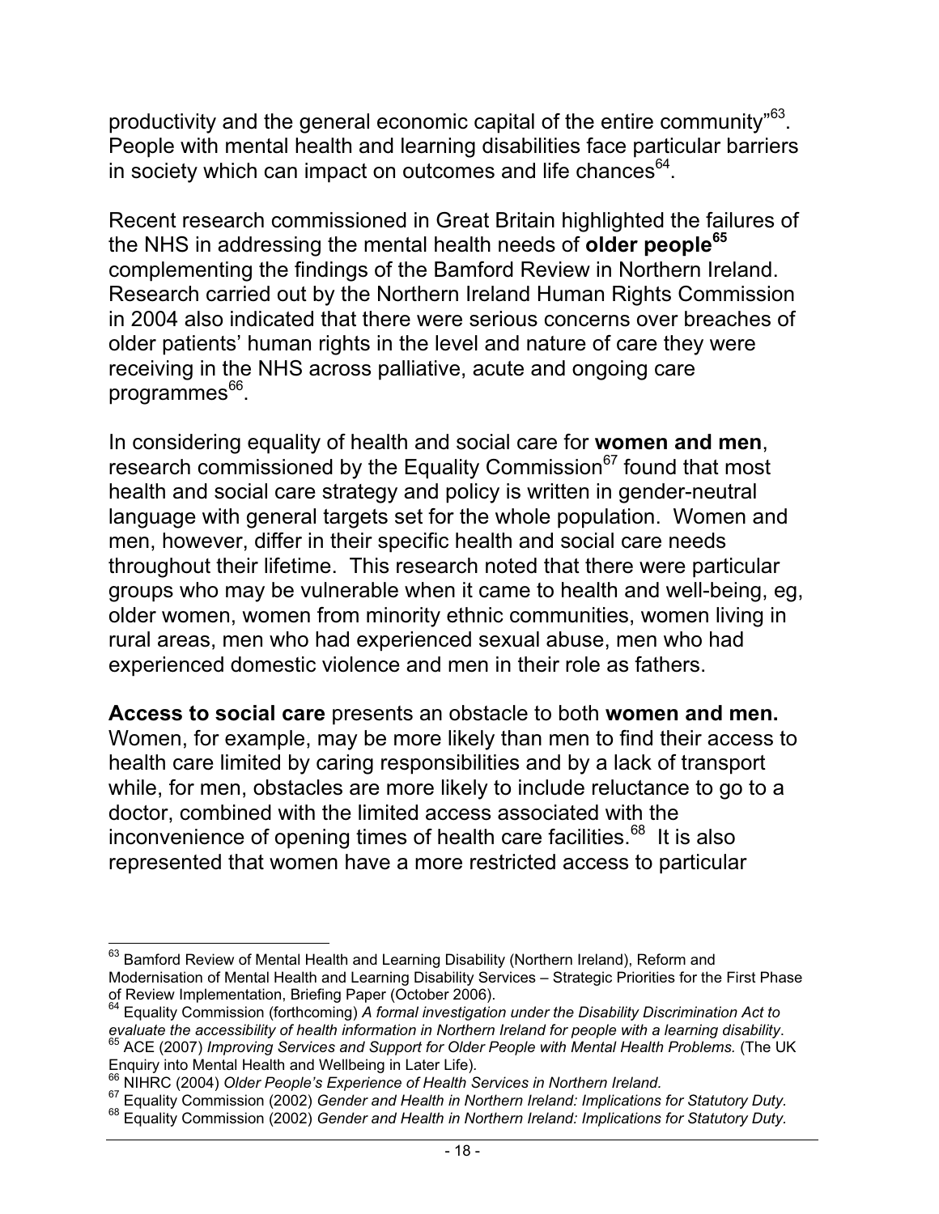productivity and the general economic capital of the entire community"[63]. People with mental health and learning disabilities face particular barriers in society which can impact on outcomes and life chances[64].

Recent research commissioned in Great Britain highlighted the failures of the NHS in addressing the mental health needs of **older people[65]** complementing the findings of the Bamford Review in Northern Ireland. Research carried out by the Northern Ireland Human Rights Commission in 2004 also indicated that there were serious concerns over breaches of older patients' human rights in the level and nature of care they were receiving in the NHS across palliative, acute and ongoing care programmes[66].

In considering equality of health and social care for **women and men**, research commissioned by the Equality Commission[67] found that most health and social care strategy and policy is written in gender-neutral language with general targets set for the whole population. Women and men, however, differ in their specific health and social care needs throughout their lifetime. This research noted that there were particular groups who may be vulnerable when it came to health and well-being, eg, older women, women from minority ethnic communities, women living in rural areas, men who had experienced sexual abuse, men who had experienced domestic violence and men in their role as fathers.

**Access to social care** presents an obstacle to both **women and men.** Women, for example, may be more likely than men to find their access to health care limited by caring responsibilities and by a lack of transport while, for men, obstacles are more likely to include reluctance to go to a doctor, combined with the limited access associated with the inconvenience of opening times of health care facilities.[68] It is also represented that women have a more restricted access to particular

---

[63] Bamford Review of Mental Health and Learning Disability (Northern Ireland), Reform and Modernisation of Mental Health and Learning Disability Services – Strategic Priorities for the First Phase of Review Implementation, Briefing Paper (October 2006).

[64] Equality Commission (forthcoming) *A formal investigation under the Disability Discrimination Act to evaluate the accessibility of health information in Northern Ireland for people with a learning disability*.

[65] ACE (2007) *Improving Services and Support for Older People with Mental Health Problems.* (The UK Enquiry into Mental Health and Wellbeing in Later Life).

[66] NIHRC (2004) *Older People's Experience of Health Services in Northern Ireland.*

[67] Equality Commission (2002) *Gender and Health in Northern Ireland: Implications for Statutory Duty.*

[68] Equality Commission (2002) *Gender and Health in Northern Ireland: Implications for Statutory Duty.*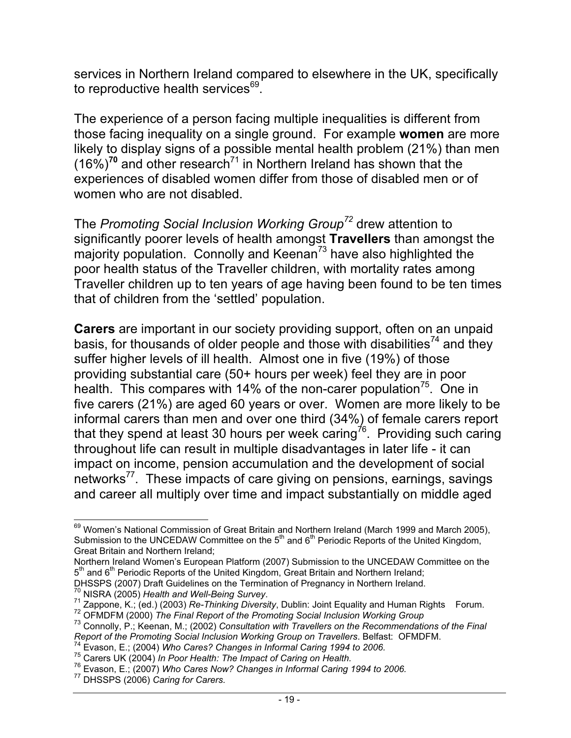services in Northern Ireland compared to elsewhere in the UK, specifically to reproductive health services[69].

The experience of a person facing multiple inequalities is different from those facing inequality on a single ground. For example **women** are more likely to display signs of a possible mental health problem (21%) than men (16%)[70] and other research[71] in Northern Ireland has shown that the experiences of disabled women differ from those of disabled men or of women who are not disabled.

The *Promoting Social Inclusion Working Group*[72] drew attention to significantly poorer levels of health amongst **Travellers** than amongst the majority population. Connolly and Keenan[73] have also highlighted the poor health status of the Traveller children, with mortality rates among Traveller children up to ten years of age having been found to be ten times that of children from the 'settled' population.

**Carers** are important in our society providing support, often on an unpaid basis, for thousands of older people and those with disabilities[74] and they suffer higher levels of ill health. Almost one in five (19%) of those providing substantial care (50+ hours per week) feel they are in poor health. This compares with 14% of the non-carer population[75]. One in five carers (21%) are aged 60 years or over. Women are more likely to be informal carers than men and over one third (34%) of female carers report that they spend at least 30 hours per week caring[76]. Providing such caring throughout life can result in multiple disadvantages in later life - it can impact on income, pension accumulation and the development of social networks[77]. These impacts of care giving on pensions, earnings, savings and career all multiply over time and impact substantially on middle aged

---

[69] Women's National Commission of Great Britain and Northern Ireland (March 1999 and March 2005), Submission to the UNCEDAW Committee on the 5th and 6th Periodic Reports of the United Kingdom, Great Britain and Northern Ireland;
Northern Ireland Women's European Platform (2007) Submission to the UNCEDAW Committee on the 5th and 6th Periodic Reports of the United Kingdom, Great Britain and Northern Ireland;
DHSSPS (2007) Draft Guidelines on the Termination of Pregnancy in Northern Ireland.

[70] NISRA (2005) *Health and Well-Being Survey*.

[71] Zappone, K.; (ed.) (2003) *Re-Thinking Diversity*, Dublin: Joint Equality and Human Rights Forum.

[72] OFMDFM (2000) *The Final Report of the Promoting Social Inclusion Working Group*

[73] Connolly, P.; Keenan, M.; (2002) *Consultation with Travellers on the Recommendations of the Final Report of the Promoting Social Inclusion Working Group on Travellers*. Belfast: OFMDFM.

[74] Evason, E.; (2004) *Who Cares? Changes in Informal Caring 1994 to 2006.*

[75] Carers UK (2004) *In Poor Health: The Impact of Caring on Health.*

[76] Evason, E.; (2007) *Who Cares Now? Changes in Informal Caring 1994 to 2006.*

[77] DHSSPS (2006) *Caring for Carers.*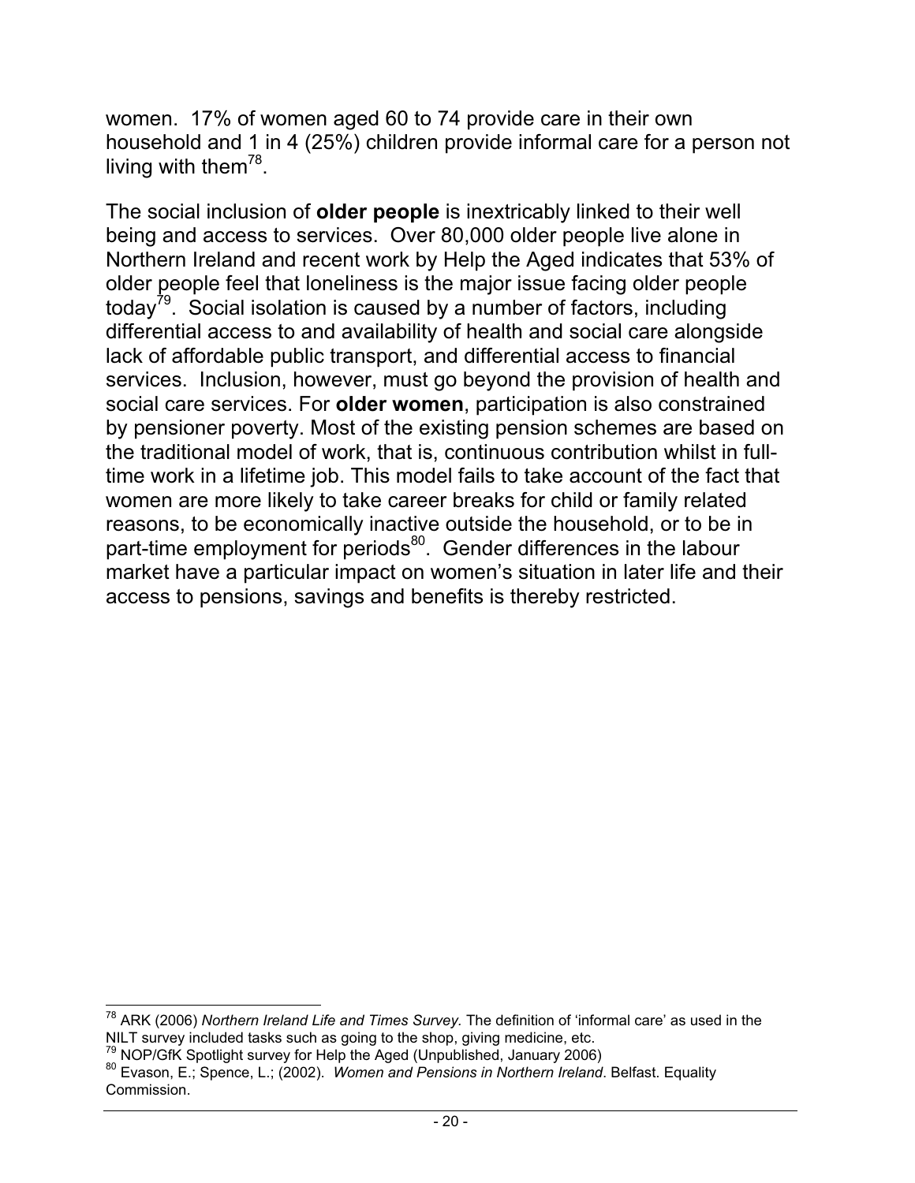women. 17% of women aged 60 to 74 provide care in their own household and 1 in 4 (25%) children provide informal care for a person not living with them[78].

The social inclusion of **older people** is inextricably linked to their well being and access to services. Over 80,000 older people live alone in Northern Ireland and recent work by Help the Aged indicates that 53% of older people feel that loneliness is the major issue facing older people today[79]. Social isolation is caused by a number of factors, including differential access to and availability of health and social care alongside lack of affordable public transport, and differential access to financial services. Inclusion, however, must go beyond the provision of health and social care services. For **older women**, participation is also constrained by pensioner poverty. Most of the existing pension schemes are based on the traditional model of work, that is, continuous contribution whilst in full-time work in a lifetime job. This model fails to take account of the fact that women are more likely to take career breaks for child or family related reasons, to be economically inactive outside the household, or to be in part-time employment for periods[80]. Gender differences in the labour market have a particular impact on women's situation in later life and their access to pensions, savings and benefits is thereby restricted.

---

[78] ARK (2006) *Northern Ireland Life and Times Survey.* The definition of 'informal care' as used in the NILT survey included tasks such as going to the shop, giving medicine, etc.

[79] NOP/GfK Spotlight survey for Help the Aged (Unpublished, January 2006)

[80] Evason, E.; Spence, L.; (2002). *Women and Pensions in Northern Ireland*. Belfast. Equality Commission.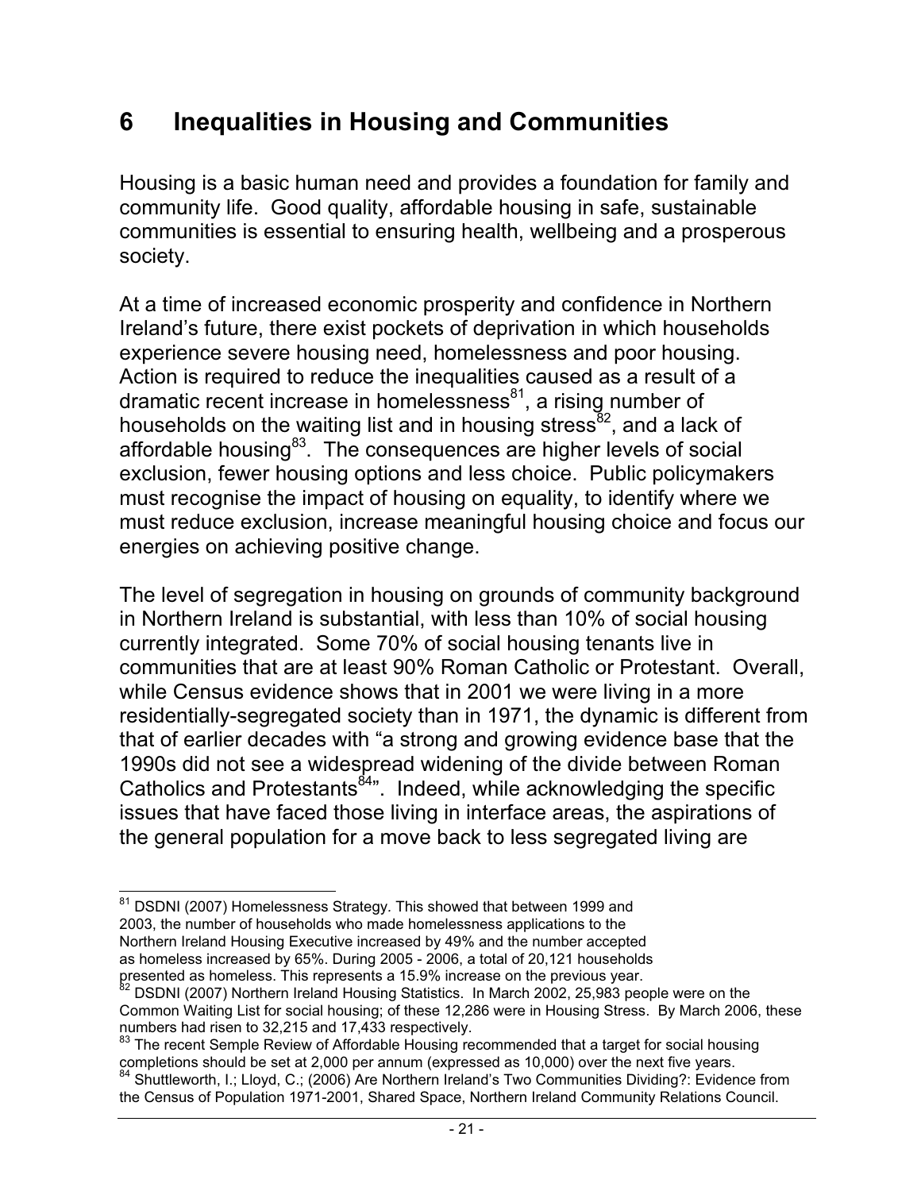# 6 Inequalities in Housing and Communities

Housing is a basic human need and provides a foundation for family and community life. Good quality, affordable housing in safe, sustainable communities is essential to ensuring health, wellbeing and a prosperous society.

At a time of increased economic prosperity and confidence in Northern Ireland's future, there exist pockets of deprivation in which households experience severe housing need, homelessness and poor housing. Action is required to reduce the inequalities caused as a result of a dramatic recent increase in homelessness[81], a rising number of households on the waiting list and in housing stress[82], and a lack of affordable housing[83]. The consequences are higher levels of social exclusion, fewer housing options and less choice. Public policymakers must recognise the impact of housing on equality, to identify where we must reduce exclusion, increase meaningful housing choice and focus our energies on achieving positive change.

The level of segregation in housing on grounds of community background in Northern Ireland is substantial, with less than 10% of social housing currently integrated. Some 70% of social housing tenants live in communities that are at least 90% Roman Catholic or Protestant. Overall, while Census evidence shows that in 2001 we were living in a more residentially-segregated society than in 1971, the dynamic is different from that of earlier decades with "a strong and growing evidence base that the 1990s did not see a widespread widening of the divide between Roman Catholics and Protestants[84]". Indeed, while acknowledging the specific issues that have faced those living in interface areas, the aspirations of the general population for a move back to less segregated living are

---

[81] DSDNI (2007) Homelessness Strategy. This showed that between 1999 and 2003, the number of households who made homelessness applications to the Northern Ireland Housing Executive increased by 49% and the number accepted as homeless increased by 65%. During 2005 - 2006, a total of 20,121 households presented as homeless. This represents a 15.9% increase on the previous year.

[82] DSDNI (2007) Northern Ireland Housing Statistics. In March 2002, 25,983 people were on the Common Waiting List for social housing; of these 12,286 were in Housing Stress. By March 2006, these numbers had risen to 32,215 and 17,433 respectively.

[83] The recent Semple Review of Affordable Housing recommended that a target for social housing completions should be set at 2,000 per annum (expressed as 10,000) over the next five years.

[84] Shuttleworth, I.; Lloyd, C.; (2006) Are Northern Ireland's Two Communities Dividing?: Evidence from the Census of Population 1971-2001, Shared Space, Northern Ireland Community Relations Council.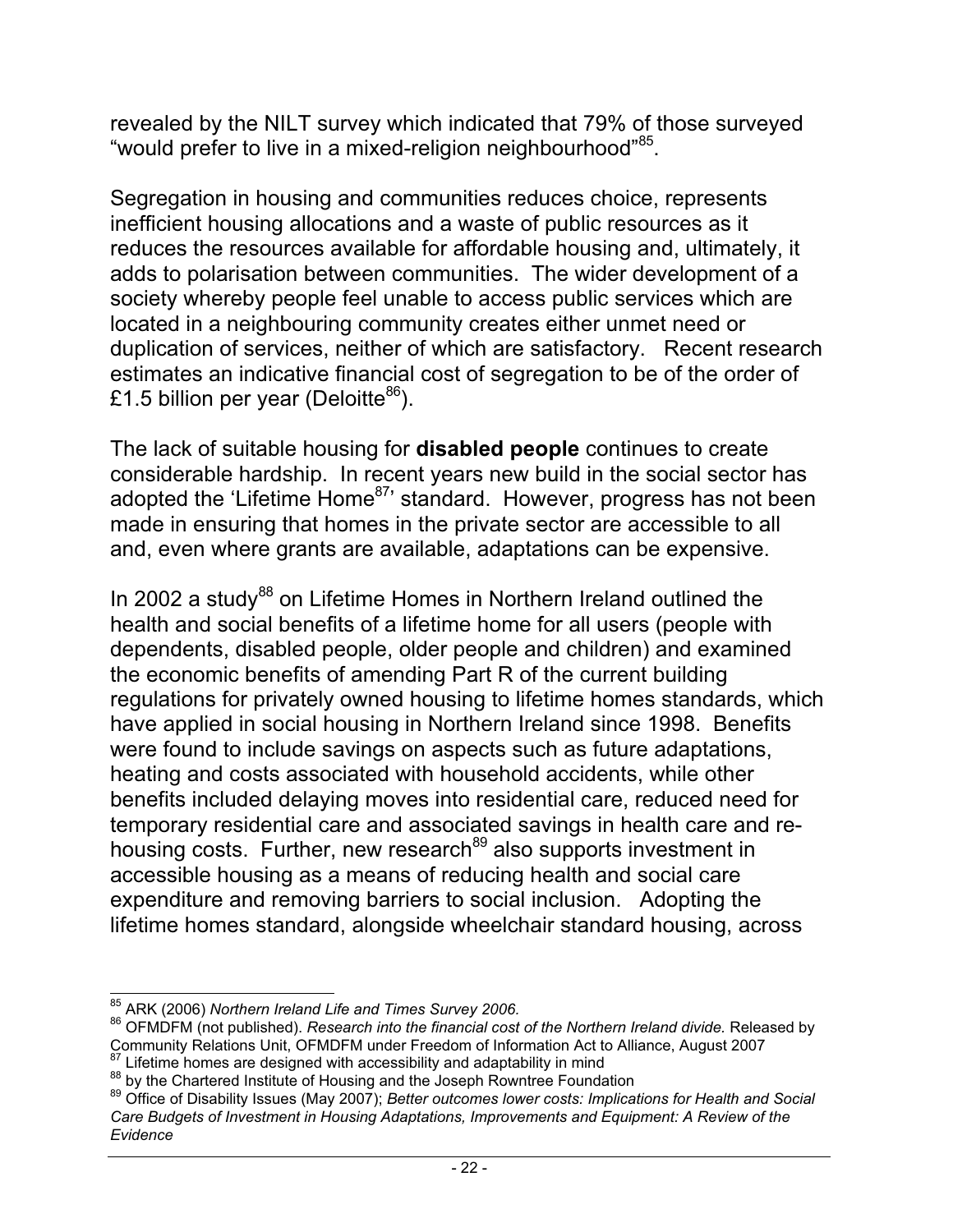revealed by the NILT survey which indicated that 79% of those surveyed "would prefer to live in a mixed-religion neighbourhood"[85].

Segregation in housing and communities reduces choice, represents inefficient housing allocations and a waste of public resources as it reduces the resources available for affordable housing and, ultimately, it adds to polarisation between communities. The wider development of a society whereby people feel unable to access public services which are located in a neighbouring community creates either unmet need or duplication of services, neither of which are satisfactory. Recent research estimates an indicative financial cost of segregation to be of the order of £1.5 billion per year (Deloitte[86]).

The lack of suitable housing for **disabled people** continues to create considerable hardship. In recent years new build in the social sector has adopted the 'Lifetime Home[87]' standard. However, progress has not been made in ensuring that homes in the private sector are accessible to all and, even where grants are available, adaptations can be expensive.

In 2002 a study[88] on Lifetime Homes in Northern Ireland outlined the health and social benefits of a lifetime home for all users (people with dependents, disabled people, older people and children) and examined the economic benefits of amending Part R of the current building regulations for privately owned housing to lifetime homes standards, which have applied in social housing in Northern Ireland since 1998. Benefits were found to include savings on aspects such as future adaptations, heating and costs associated with household accidents, while other benefits included delaying moves into residential care, reduced need for temporary residential care and associated savings in health care and re-housing costs. Further, new research[89] also supports investment in accessible housing as a means of reducing health and social care expenditure and removing barriers to social inclusion. Adopting the lifetime homes standard, alongside wheelchair standard housing, across

---

[85] ARK (2006) *Northern Ireland Life and Times Survey 2006*.

[86] OFMDFM (not published). *Research into the financial cost of the Northern Ireland divide.* Released by Community Relations Unit, OFMDFM under Freedom of Information Act to Alliance, August 2007

[87] Lifetime homes are designed with accessibility and adaptability in mind

[88] by the Chartered Institute of Housing and the Joseph Rowntree Foundation

[89] Office of Disability Issues (May 2007); *Better outcomes lower costs: Implications for Health and Social Care Budgets of Investment in Housing Adaptations, Improvements and Equipment: A Review of the Evidence*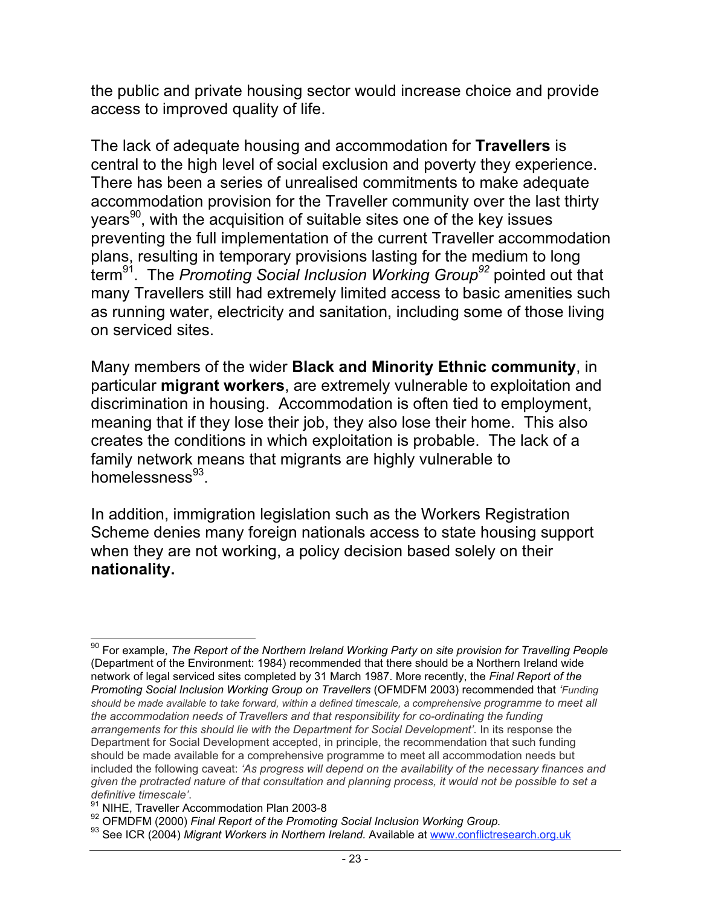the public and private housing sector would increase choice and provide access to improved quality of life.

The lack of adequate housing and accommodation for **Travellers** is central to the high level of social exclusion and poverty they experience. There has been a series of unrealised commitments to make adequate accommodation provision for the Traveller community over the last thirty years[90], with the acquisition of suitable sites one of the key issues preventing the full implementation of the current Traveller accommodation plans, resulting in temporary provisions lasting for the medium to long term[91]. The *Promoting Social Inclusion Working Group*[92] pointed out that many Travellers still had extremely limited access to basic amenities such as running water, electricity and sanitation, including some of those living on serviced sites.

Many members of the wider **Black and Minority Ethnic community**, in particular **migrant workers**, are extremely vulnerable to exploitation and discrimination in housing. Accommodation is often tied to employment, meaning that if they lose their job, they also lose their home. This also creates the conditions in which exploitation is probable. The lack of a family network means that migrants are highly vulnerable to homelessness[93].

In addition, immigration legislation such as the Workers Registration Scheme denies many foreign nationals access to state housing support when they are not working, a policy decision based solely on their **nationality.**

---

[90] For example, *The Report of the Northern Ireland Working Party on site provision for Travelling People* (Department of the Environment: 1984) recommended that there should be a Northern Ireland wide network of legal serviced sites completed by 31 March 1987. More recently, the *Final Report of the Promoting Social Inclusion Working Group on Travellers* (OFMDFM 2003) recommended that *'Funding should be made available to take forward, within a defined timescale, a comprehensive programme to meet all the accommodation needs of Travellers and that responsibility for co-ordinating the funding arrangements for this should lie with the Department for Social Development'*. In its response the Department for Social Development accepted, in principle, the recommendation that such funding should be made available for a comprehensive programme to meet all accommodation needs but included the following caveat: *'As progress will depend on the availability of the necessary finances and given the protracted nature of that consultation and planning process, it would not be possible to set a definitive timescale'*.

[91] NIHE, Traveller Accommodation Plan 2003-8

[92] OFMDFM (2000) *Final Report of the Promoting Social Inclusion Working Group.*

[93] See ICR (2004) *Migrant Workers in Northern Ireland.* Available at www.conflictresearch.org.uk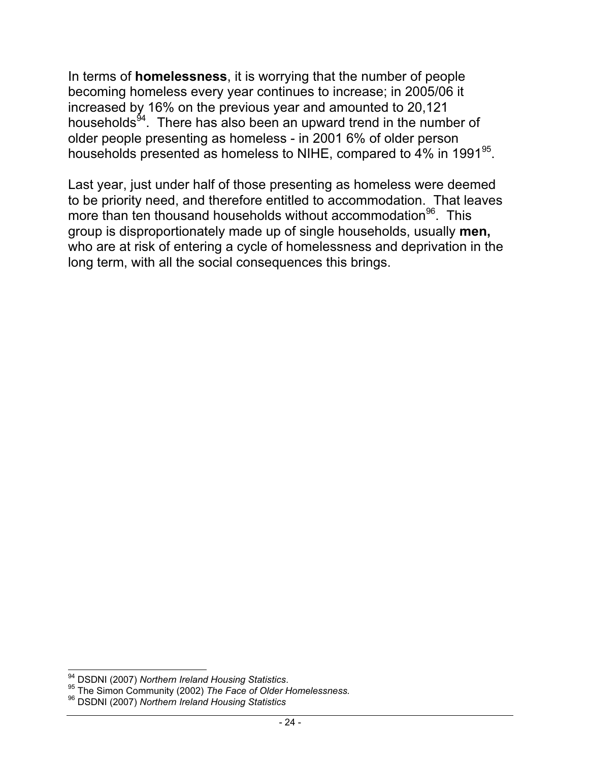In terms of **homelessness**, it is worrying that the number of people becoming homeless every year continues to increase; in 2005/06 it increased by 16% on the previous year and amounted to 20,121 households[94]. There has also been an upward trend in the number of older people presenting as homeless - in 2001 6% of older person households presented as homeless to NIHE, compared to 4% in 1991[95].

Last year, just under half of those presenting as homeless were deemed to be priority need, and therefore entitled to accommodation. That leaves more than ten thousand households without accommodation[96]. This group is disproportionately made up of single households, usually **men,** who are at risk of entering a cycle of homelessness and deprivation in the long term, with all the social consequences this brings.

---

[94] DSDNI (2007) *Northern Ireland Housing Statistics*.

[95] The Simon Community (2002) *The Face of Older Homelessness.*

[96] DSDNI (2007) *Northern Ireland Housing Statistics*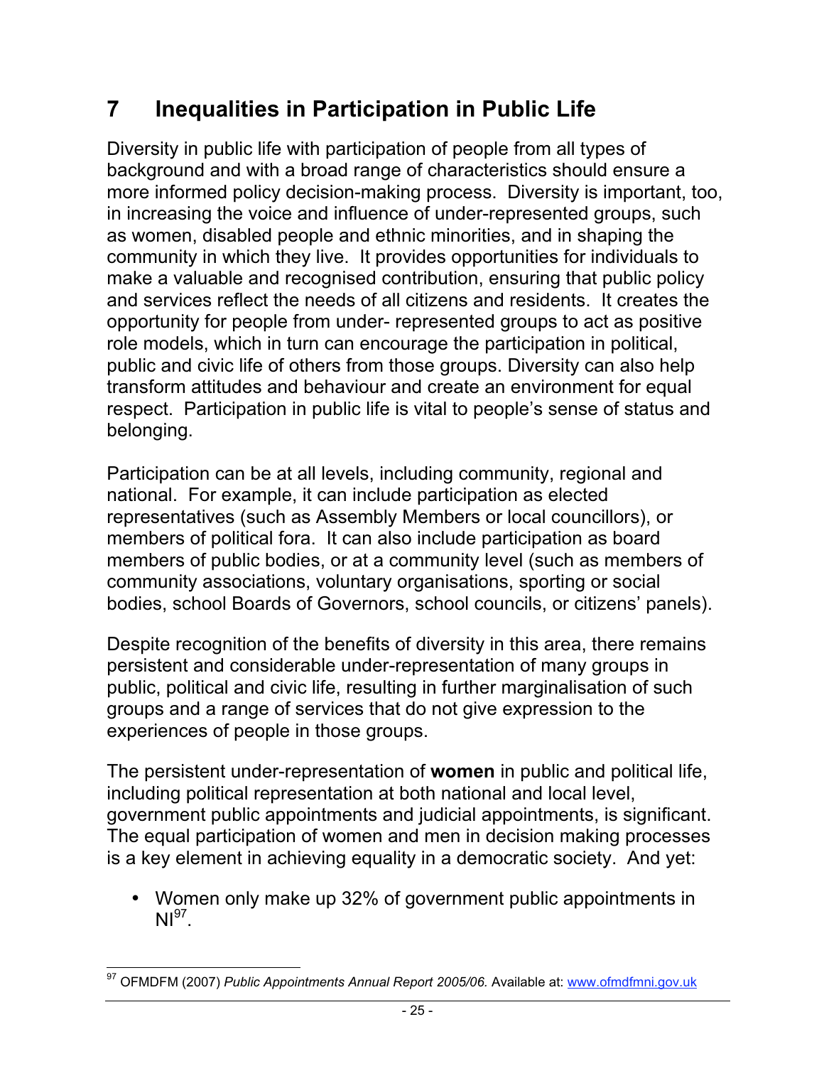# 7 Inequalities in Participation in Public Life

Diversity in public life with participation of people from all types of background and with a broad range of characteristics should ensure a more informed policy decision-making process. Diversity is important, too, in increasing the voice and influence of under-represented groups, such as women, disabled people and ethnic minorities, and in shaping the community in which they live. It provides opportunities for individuals to make a valuable and recognised contribution, ensuring that public policy and services reflect the needs of all citizens and residents. It creates the opportunity for people from under- represented groups to act as positive role models, which in turn can encourage the participation in political, public and civic life of others from those groups. Diversity can also help transform attitudes and behaviour and create an environment for equal respect. Participation in public life is vital to people's sense of status and belonging.

Participation can be at all levels, including community, regional and national. For example, it can include participation as elected representatives (such as Assembly Members or local councillors), or members of political fora. It can also include participation as board members of public bodies, or at a community level (such as members of community associations, voluntary organisations, sporting or social bodies, school Boards of Governors, school councils, or citizens' panels).

Despite recognition of the benefits of diversity in this area, there remains persistent and considerable under-representation of many groups in public, political and civic life, resulting in further marginalisation of such groups and a range of services that do not give expression to the experiences of people in those groups.

The persistent under-representation of **women** in public and political life, including political representation at both national and local level, government public appointments and judicial appointments, is significant. The equal participation of women and men in decision making processes is a key element in achieving equality in a democratic society. And yet:

- Women only make up 32% of government public appointments in NI[97].

[97] OFMDFM (2007) *Public Appointments Annual Report 2005/06.* Available at: www.ofmdfmni.gov.uk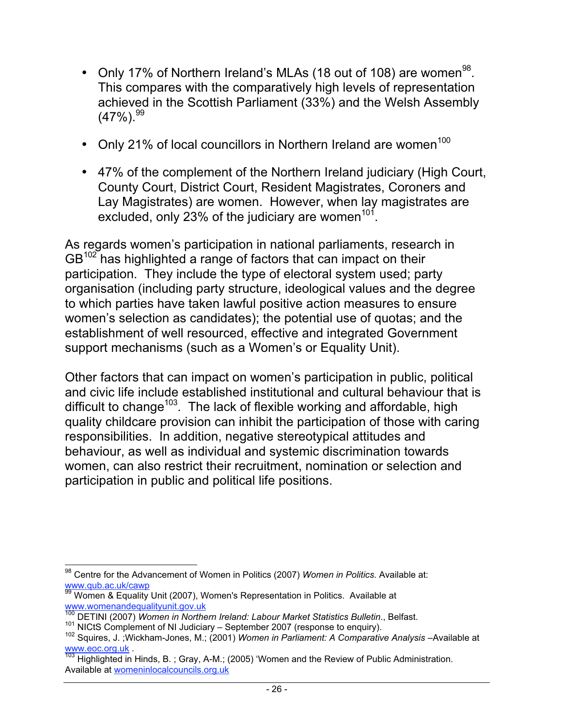- Only 17% of Northern Ireland's MLAs (18 out of 108) are women[98]. This compares with the comparatively high levels of representation achieved in the Scottish Parliament (33%) and the Welsh Assembly (47%).[99]

- Only 21% of local councillors in Northern Ireland are women[100]

- 47% of the complement of the Northern Ireland judiciary (High Court, County Court, District Court, Resident Magistrates, Coroners and Lay Magistrates) are women. However, when lay magistrates are excluded, only 23% of the judiciary are women[101].

As regards women's participation in national parliaments, research in GB[102] has highlighted a range of factors that can impact on their participation. They include the type of electoral system used; party organisation (including party structure, ideological values and the degree to which parties have taken lawful positive action measures to ensure women's selection as candidates); the potential use of quotas; and the establishment of well resourced, effective and integrated Government support mechanisms (such as a Women's or Equality Unit).

Other factors that can impact on women's participation in public, political and civic life include established institutional and cultural behaviour that is difficult to change[103]. The lack of flexible working and affordable, high quality childcare provision can inhibit the participation of those with caring responsibilities. In addition, negative stereotypical attitudes and behaviour, as well as individual and systemic discrimination towards women, can also restrict their recruitment, nomination or selection and participation in public and political life positions.

---

[98] Centre for the Advancement of Women in Politics (2007) *Women in Politics.* Available at: www.qub.ac.uk/cawp

[99] Women & Equality Unit (2007), Women's Representation in Politics. Available at www.womenandequalityunit.gov.uk

[100] DETINI (2007) *Women in Northern Ireland: Labour Market Statistics Bulletin*., Belfast.

[101] NICtS Complement of NI Judiciary – September 2007 (response to enquiry).

[102] Squires, J. ;Wickham-Jones, M.; (2001) *Women in Parliament: A Comparative Analysis* –Available at www.eoc.org.uk .

[103] Highlighted in Hinds, B. ; Gray, A-M.; (2005) 'Women and the Review of Public Administration. Available at womeninlocalcouncils.org.uk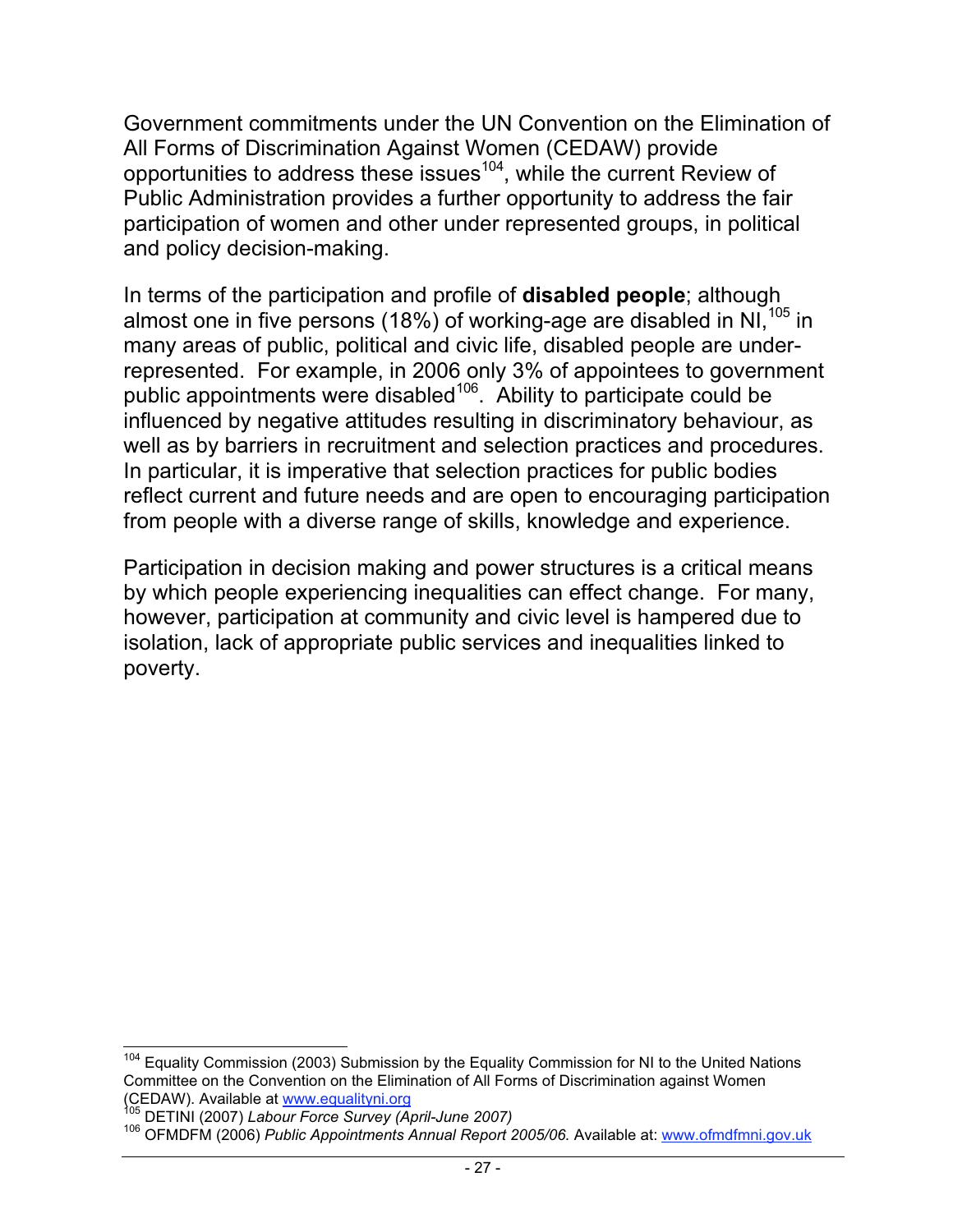Government commitments under the UN Convention on the Elimination of All Forms of Discrimination Against Women (CEDAW) provide opportunities to address these issues[104], while the current Review of Public Administration provides a further opportunity to address the fair participation of women and other under represented groups, in political and policy decision-making.

In terms of the participation and profile of **disabled people**; although almost one in five persons (18%) of working-age are disabled in NI,[105] in many areas of public, political and civic life, disabled people are under-represented. For example, in 2006 only 3% of appointees to government public appointments were disabled[106]. Ability to participate could be influenced by negative attitudes resulting in discriminatory behaviour, as well as by barriers in recruitment and selection practices and procedures. In particular, it is imperative that selection practices for public bodies reflect current and future needs and are open to encouraging participation from people with a diverse range of skills, knowledge and experience.

Participation in decision making and power structures is a critical means by which people experiencing inequalities can effect change. For many, however, participation at community and civic level is hampered due to isolation, lack of appropriate public services and inequalities linked to poverty.

---

[104] Equality Commission (2003) Submission by the Equality Commission for NI to the United Nations Committee on the Convention on the Elimination of All Forms of Discrimination against Women (CEDAW). Available at www.equalityni.org

[105] DETINI (2007) *Labour Force Survey (April-June 2007)*

[106] OFMDFM (2006) *Public Appointments Annual Report 2005/06.* Available at: www.ofmdfmni.gov.uk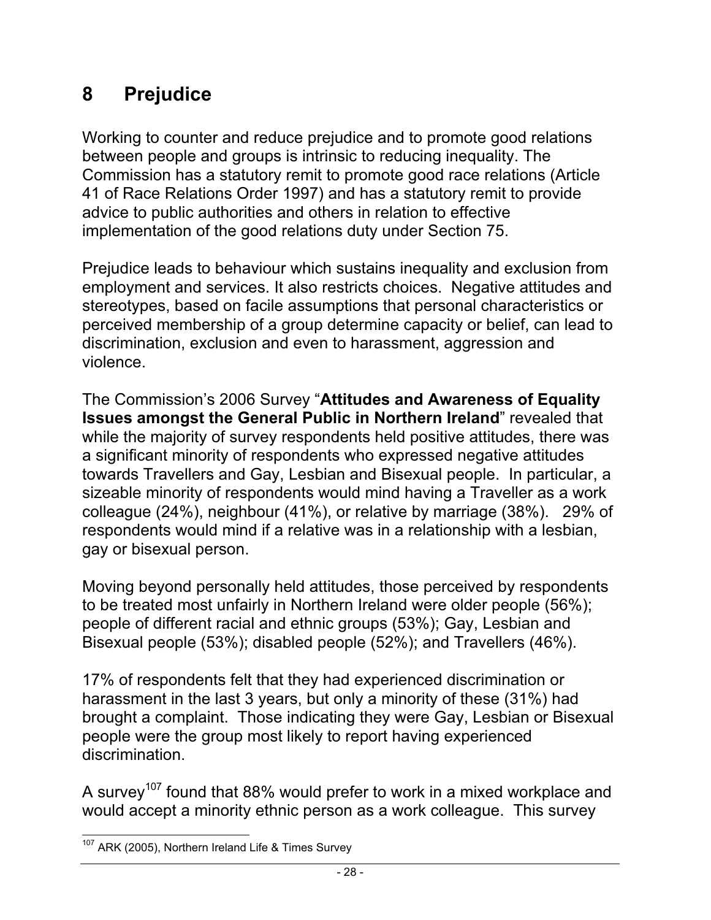# 8 Prejudice

Working to counter and reduce prejudice and to promote good relations between people and groups is intrinsic to reducing inequality. The Commission has a statutory remit to promote good race relations (Article 41 of Race Relations Order 1997) and has a statutory remit to provide advice to public authorities and others in relation to effective implementation of the good relations duty under Section 75.

Prejudice leads to behaviour which sustains inequality and exclusion from employment and services. It also restricts choices. Negative attitudes and stereotypes, based on facile assumptions that personal characteristics or perceived membership of a group determine capacity or belief, can lead to discrimination, exclusion and even to harassment, aggression and violence.

The Commission's 2006 Survey "**Attitudes and Awareness of Equality Issues amongst the General Public in Northern Ireland**" revealed that while the majority of survey respondents held positive attitudes, there was a significant minority of respondents who expressed negative attitudes towards Travellers and Gay, Lesbian and Bisexual people. In particular, a sizeable minority of respondents would mind having a Traveller as a work colleague (24%), neighbour (41%), or relative by marriage (38%). 29% of respondents would mind if a relative was in a relationship with a lesbian, gay or bisexual person.

Moving beyond personally held attitudes, those perceived by respondents to be treated most unfairly in Northern Ireland were older people (56%); people of different racial and ethnic groups (53%); Gay, Lesbian and Bisexual people (53%); disabled people (52%); and Travellers (46%).

17% of respondents felt that they had experienced discrimination or harassment in the last 3 years, but only a minority of these (31%) had brought a complaint. Those indicating they were Gay, Lesbian or Bisexual people were the group most likely to report having experienced discrimination.

A survey[107] found that 88% would prefer to work in a mixed workplace and would accept a minority ethnic person as a work colleague. This survey

[107] ARK (2005), Northern Ireland Life & Times Survey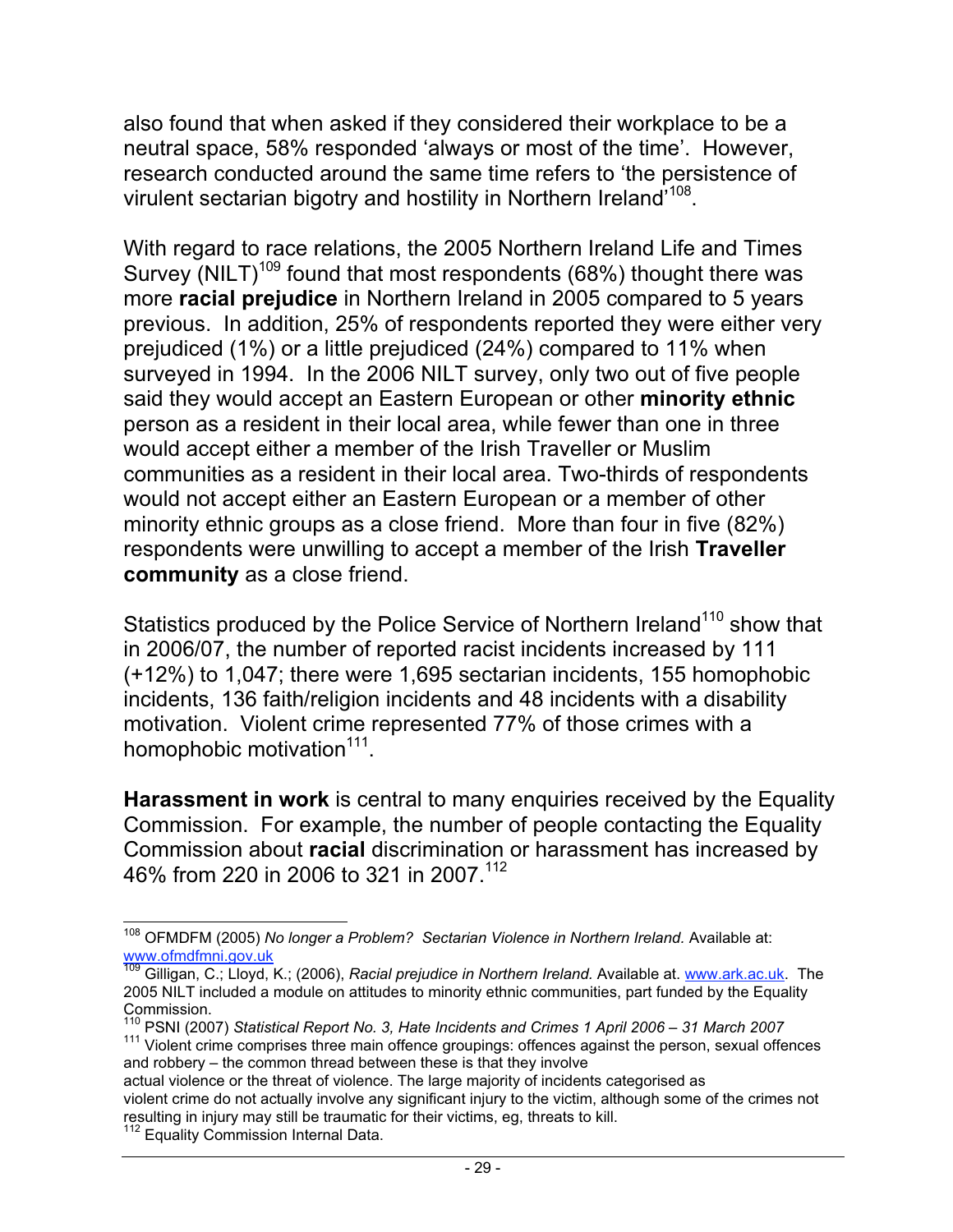also found that when asked if they considered their workplace to be a neutral space, 58% responded 'always or most of the time'. However, research conducted around the same time refers to 'the persistence of virulent sectarian bigotry and hostility in Northern Ireland'[108].

With regard to race relations, the 2005 Northern Ireland Life and Times Survey (NILT)[109] found that most respondents (68%) thought there was more **racial prejudice** in Northern Ireland in 2005 compared to 5 years previous. In addition, 25% of respondents reported they were either very prejudiced (1%) or a little prejudiced (24%) compared to 11% when surveyed in 1994. In the 2006 NILT survey, only two out of five people said they would accept an Eastern European or other **minority ethnic** person as a resident in their local area, while fewer than one in three would accept either a member of the Irish Traveller or Muslim communities as a resident in their local area. Two-thirds of respondents would not accept either an Eastern European or a member of other minority ethnic groups as a close friend. More than four in five (82%) respondents were unwilling to accept a member of the Irish **Traveller community** as a close friend.

Statistics produced by the Police Service of Northern Ireland[110] show that in 2006/07, the number of reported racist incidents increased by 111 (+12%) to 1,047; there were 1,695 sectarian incidents, 155 homophobic incidents, 136 faith/religion incidents and 48 incidents with a disability motivation. Violent crime represented 77% of those crimes with a homophobic motivation[111].

**Harassment in work** is central to many enquiries received by the Equality Commission. For example, the number of people contacting the Equality Commission about **racial** discrimination or harassment has increased by 46% from 220 in 2006 to 321 in 2007.[112]

---

[108] OFMDFM (2005) *No longer a Problem? Sectarian Violence in Northern Ireland.* Available at: www.ofmdfmni.gov.uk

[109] Gilligan, C.; Lloyd, K.; (2006), *Racial prejudice in Northern Ireland.* Available at. www.ark.ac.uk. The 2005 NILT included a module on attitudes to minority ethnic communities, part funded by the Equality Commission.

[110] PSNI (2007) *Statistical Report No. 3, Hate Incidents and Crimes 1 April 2006 – 31 March 2007*

[111] Violent crime comprises three main offence groupings: offences against the person, sexual offences and robbery – the common thread between these is that they involve actual violence or the threat of violence. The large majority of incidents categorised as violent crime do not actually involve any significant injury to the victim, although some of the crimes not resulting in injury may still be traumatic for their victims, eg, threats to kill.

[112] Equality Commission Internal Data.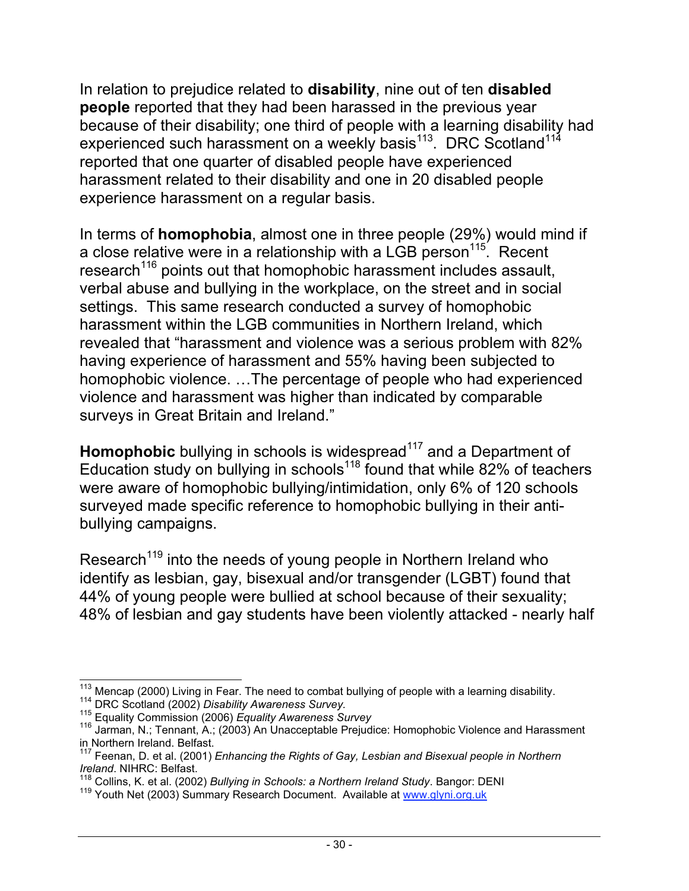In relation to prejudice related to **disability**, nine out of ten **disabled people** reported that they had been harassed in the previous year because of their disability; one third of people with a learning disability had experienced such harassment on a weekly basis[113]. DRC Scotland[114] reported that one quarter of disabled people have experienced harassment related to their disability and one in 20 disabled people experience harassment on a regular basis.

In terms of **homophobia**, almost one in three people (29%) would mind if a close relative were in a relationship with a LGB person[115]. Recent research[116] points out that homophobic harassment includes assault, verbal abuse and bullying in the workplace, on the street and in social settings. This same research conducted a survey of homophobic harassment within the LGB communities in Northern Ireland, which revealed that "harassment and violence was a serious problem with 82% having experience of harassment and 55% having been subjected to homophobic violence. …The percentage of people who had experienced violence and harassment was higher than indicated by comparable surveys in Great Britain and Ireland."

**Homophobic** bullying in schools is widespread[117] and a Department of Education study on bullying in schools[118] found that while 82% of teachers were aware of homophobic bullying/intimidation, only 6% of 120 schools surveyed made specific reference to homophobic bullying in their anti-bullying campaigns.

Research[119] into the needs of young people in Northern Ireland who identify as lesbian, gay, bisexual and/or transgender (LGBT) found that 44% of young people were bullied at school because of their sexuality; 48% of lesbian and gay students have been violently attacked - nearly half

---

[113] Mencap (2000) Living in Fear. The need to combat bullying of people with a learning disability.
[114] DRC Scotland (2002) *Disability Awareness Survey.*
[115] Equality Commission (2006) *Equality Awareness Survey*
[116] Jarman, N.; Tennant, A.; (2003) An Unacceptable Prejudice: Homophobic Violence and Harassment in Northern Ireland. Belfast.
[117] Feenan, D. et al. (2001) *Enhancing the Rights of Gay, Lesbian and Bisexual people in Northern Ireland*. NIHRC: Belfast.
[118] Collins, K. et al. (2002) *Bullying in Schools: a Northern Ireland Study*. Bangor: DENI
[119] Youth Net (2003) Summary Research Document. Available at www.glyni.org.uk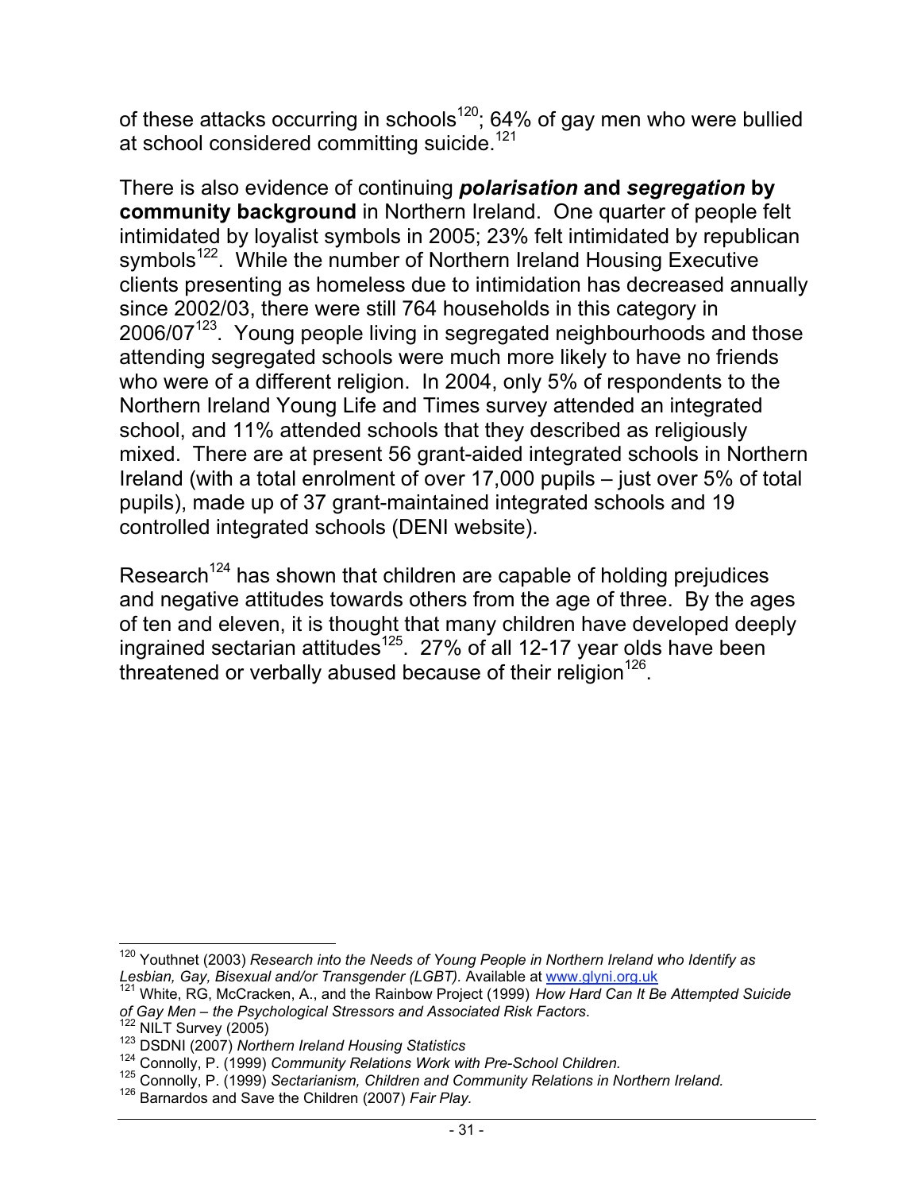of these attacks occurring in schools[120]; 64% of gay men who were bullied at school considered committing suicide.[121]

There is also evidence of continuing ***polarisation*** **and** ***segregation*** **by community background** in Northern Ireland. One quarter of people felt intimidated by loyalist symbols in 2005; 23% felt intimidated by republican symbols[122]. While the number of Northern Ireland Housing Executive clients presenting as homeless due to intimidation has decreased annually since 2002/03, there were still 764 households in this category in 2006/07[123]. Young people living in segregated neighbourhoods and those attending segregated schools were much more likely to have no friends who were of a different religion. In 2004, only 5% of respondents to the Northern Ireland Young Life and Times survey attended an integrated school, and 11% attended schools that they described as religiously mixed. There are at present 56 grant-aided integrated schools in Northern Ireland (with a total enrolment of over 17,000 pupils – just over 5% of total pupils), made up of 37 grant-maintained integrated schools and 19 controlled integrated schools (DENI website).

Research[124] has shown that children are capable of holding prejudices and negative attitudes towards others from the age of three. By the ages of ten and eleven, it is thought that many children have developed deeply ingrained sectarian attitudes[125]. 27% of all 12-17 year olds have been threatened or verbally abused because of their religion[126].

---

[120] Youthnet (2003) *Research into the Needs of Young People in Northern Ireland who Identify as Lesbian, Gay, Bisexual and/or Transgender (LGBT).* Available at www.glyni.org.uk

[121] White, RG, McCracken, A., and the Rainbow Project (1999) *How Hard Can It Be Attempted Suicide of Gay Men – the Psychological Stressors and Associated Risk Factors*.

[122] NILT Survey (2005)

[123] DSDNI (2007) *Northern Ireland Housing Statistics*

[124] Connolly, P. (1999) *Community Relations Work with Pre-School Children.*

[125] Connolly, P. (1999) *Sectarianism, Children and Community Relations in Northern Ireland.*

[126] Barnardos and Save the Children (2007) *Fair Play.*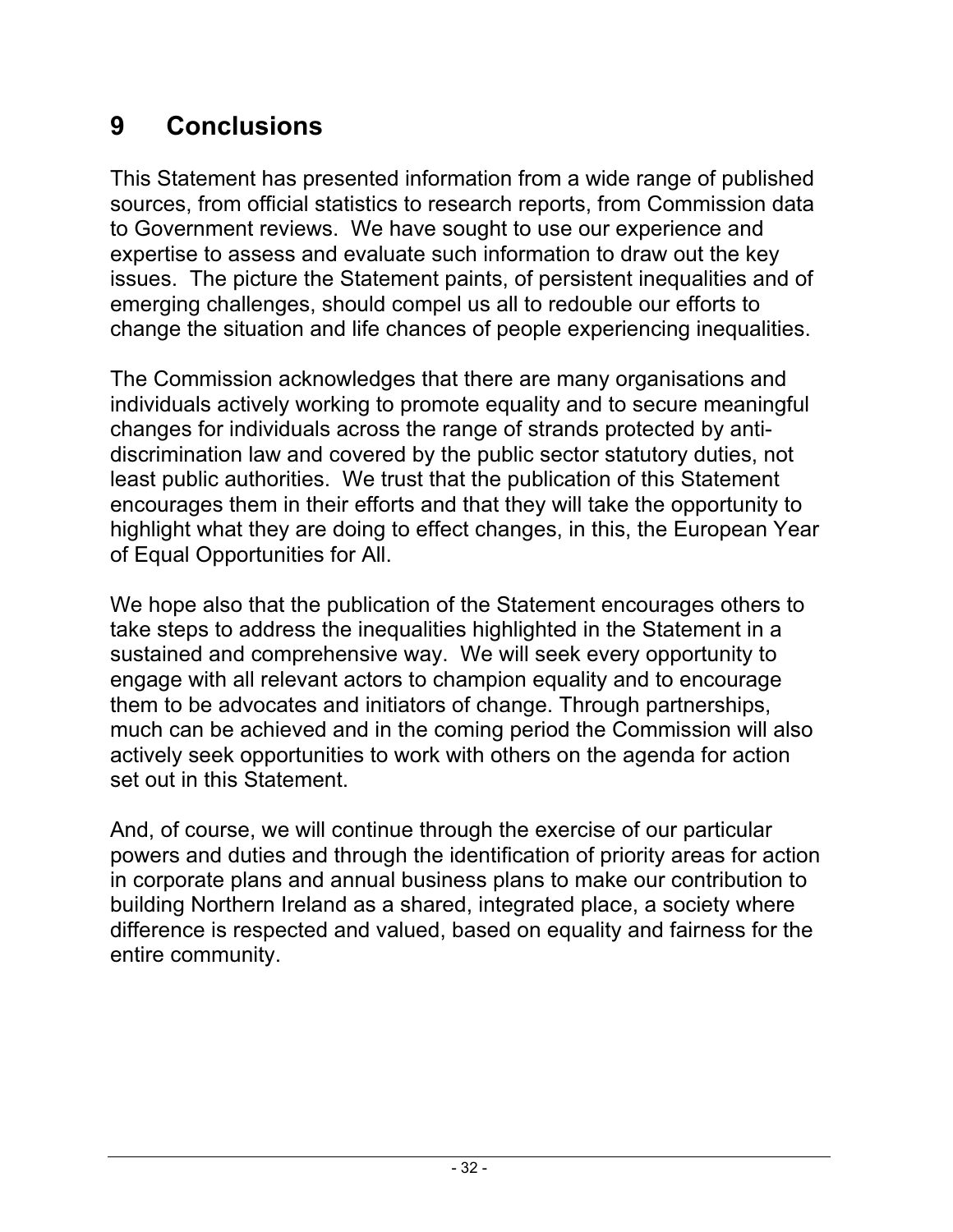# 9 Conclusions

This Statement has presented information from a wide range of published sources, from official statistics to research reports, from Commission data to Government reviews. We have sought to use our experience and expertise to assess and evaluate such information to draw out the key issues. The picture the Statement paints, of persistent inequalities and of emerging challenges, should compel us all to redouble our efforts to change the situation and life chances of people experiencing inequalities.

The Commission acknowledges that there are many organisations and individuals actively working to promote equality and to secure meaningful changes for individuals across the range of strands protected by anti-discrimination law and covered by the public sector statutory duties, not least public authorities. We trust that the publication of this Statement encourages them in their efforts and that they will take the opportunity to highlight what they are doing to effect changes, in this, the European Year of Equal Opportunities for All.

We hope also that the publication of the Statement encourages others to take steps to address the inequalities highlighted in the Statement in a sustained and comprehensive way. We will seek every opportunity to engage with all relevant actors to champion equality and to encourage them to be advocates and initiators of change. Through partnerships, much can be achieved and in the coming period the Commission will also actively seek opportunities to work with others on the agenda for action set out in this Statement.

And, of course, we will continue through the exercise of our particular powers and duties and through the identification of priority areas for action in corporate plans and annual business plans to make our contribution to building Northern Ireland as a shared, integrated place, a society where difference is respected and valued, based on equality and fairness for the entire community.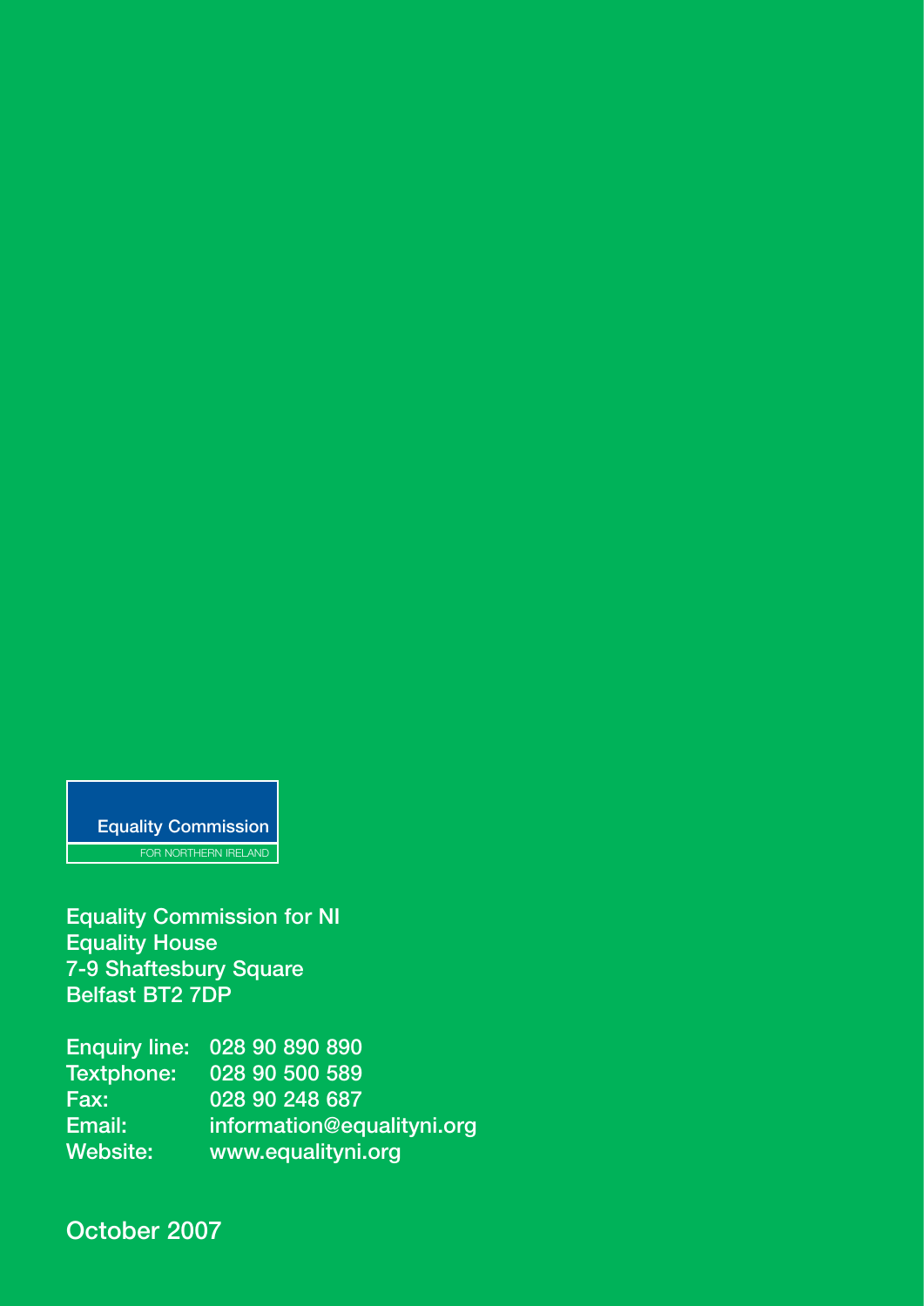Equality Commission

FOR NORTHERN IRELAND

Equality Commission for NI
Equality House
7-9 Shaftesbury Square
Belfast BT2 7DP

| | |
|---|---|
| Enquiry line: | 028 90 890 890 |
| Textphone: | 028 90 500 589 |
| Fax: | 028 90 248 687 |
| Email: | information@equalityni.org |
| Website: | www.equalityni.org |

October 2007